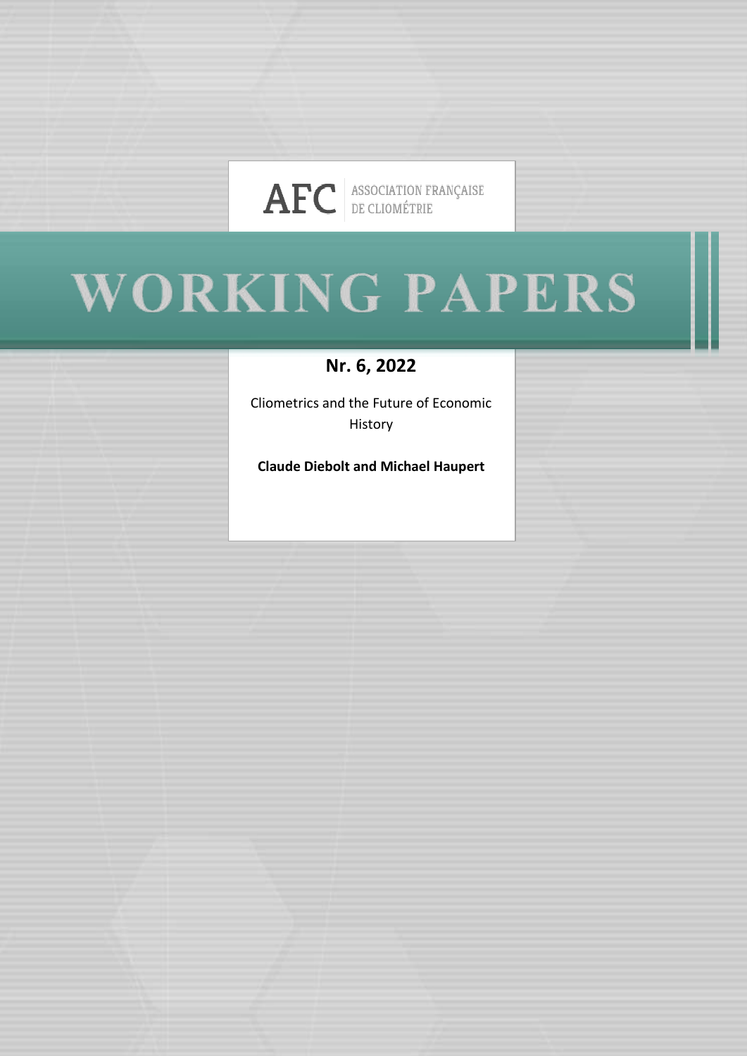AFC ASSOCIATION FRANÇAISE DE CLIOMÉTRIE

# WORKING PAPERS

## Nr. 6, 2022

Cliometrics and the Future of Economic History

**Claude Diebolt and Michael Haupert**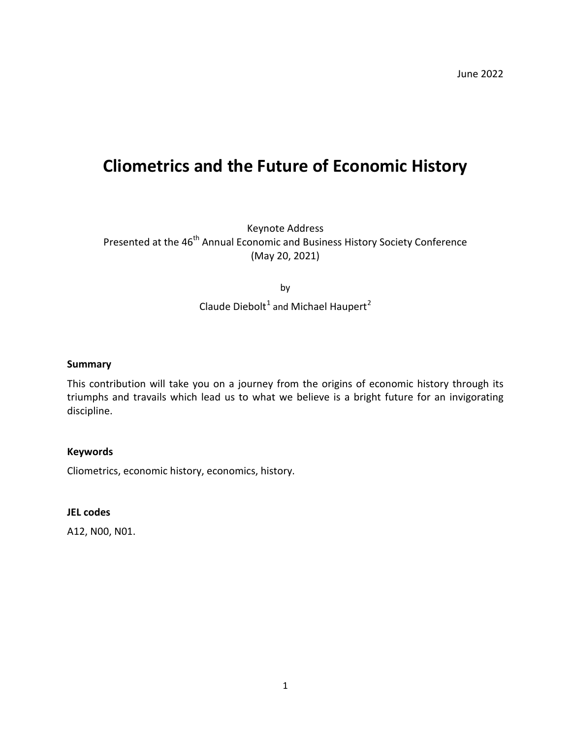June 2022

# Cliometrics and the Future of Economic History

Keynote Address
Presented at the 46th Annual Economic and Business History Society Conference
(May 20, 2021)

by

Claude Diebolt[1] and Michael Haupert[2]

### Summary

This contribution will take you on a journey from the origins of economic history through its triumphs and travails which lead us to what we believe is a bright future for an invigorating discipline.

### Keywords

Cliometrics, economic history, economics, history.

### JEL codes

A12, N00, N01.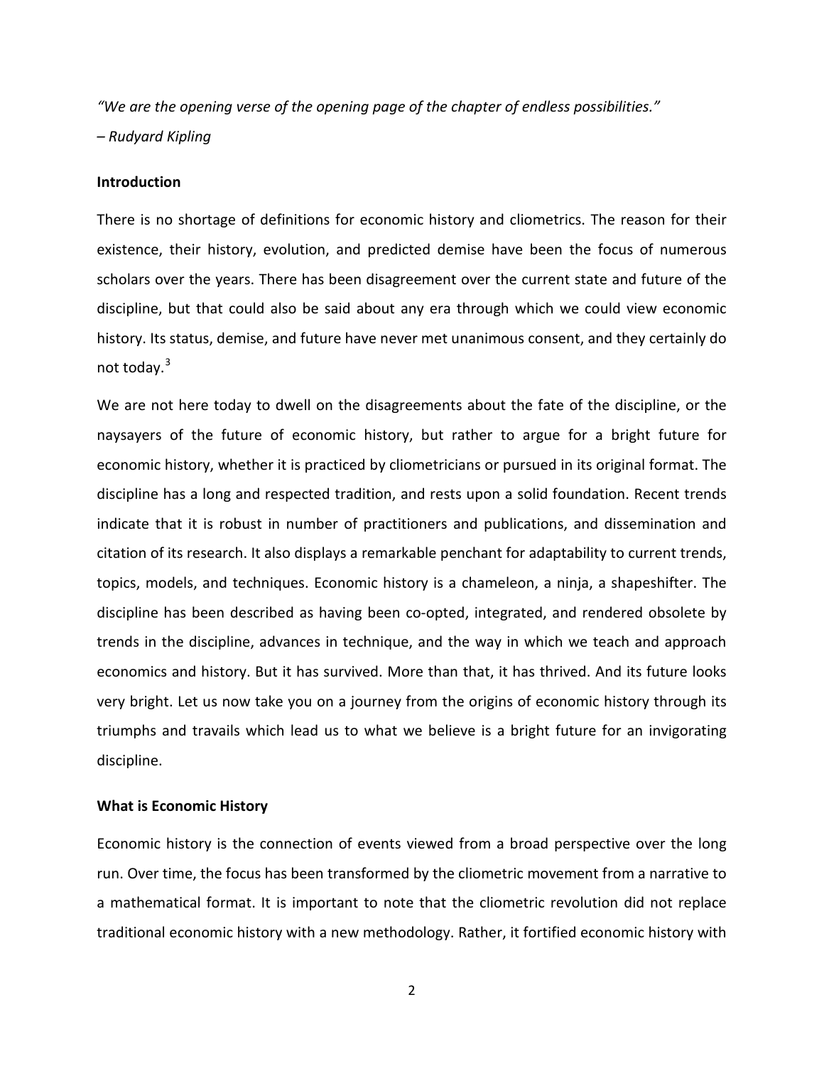*"We are the opening verse of the opening page of the chapter of endless possibilities."*

*– Rudyard Kipling*

## Introduction

There is no shortage of definitions for economic history and cliometrics. The reason for their existence, their history, evolution, and predicted demise have been the focus of numerous scholars over the years. There has been disagreement over the current state and future of the discipline, but that could also be said about any era through which we could view economic history. Its status, demise, and future have never met unanimous consent, and they certainly do not today.[3]

We are not here today to dwell on the disagreements about the fate of the discipline, or the naysayers of the future of economic history, but rather to argue for a bright future for economic history, whether it is practiced by cliometricians or pursued in its original format. The discipline has a long and respected tradition, and rests upon a solid foundation. Recent trends indicate that it is robust in number of practitioners and publications, and dissemination and citation of its research. It also displays a remarkable penchant for adaptability to current trends, topics, models, and techniques. Economic history is a chameleon, a ninja, a shapeshifter. The discipline has been described as having been co-opted, integrated, and rendered obsolete by trends in the discipline, advances in technique, and the way in which we teach and approach economics and history. But it has survived. More than that, it has thrived. And its future looks very bright. Let us now take you on a journey from the origins of economic history through its triumphs and travails which lead us to what we believe is a bright future for an invigorating discipline.

## What is Economic History

Economic history is the connection of events viewed from a broad perspective over the long run. Over time, the focus has been transformed by the cliometric movement from a narrative to a mathematical format. It is important to note that the cliometric revolution did not replace traditional economic history with a new methodology. Rather, it fortified economic history with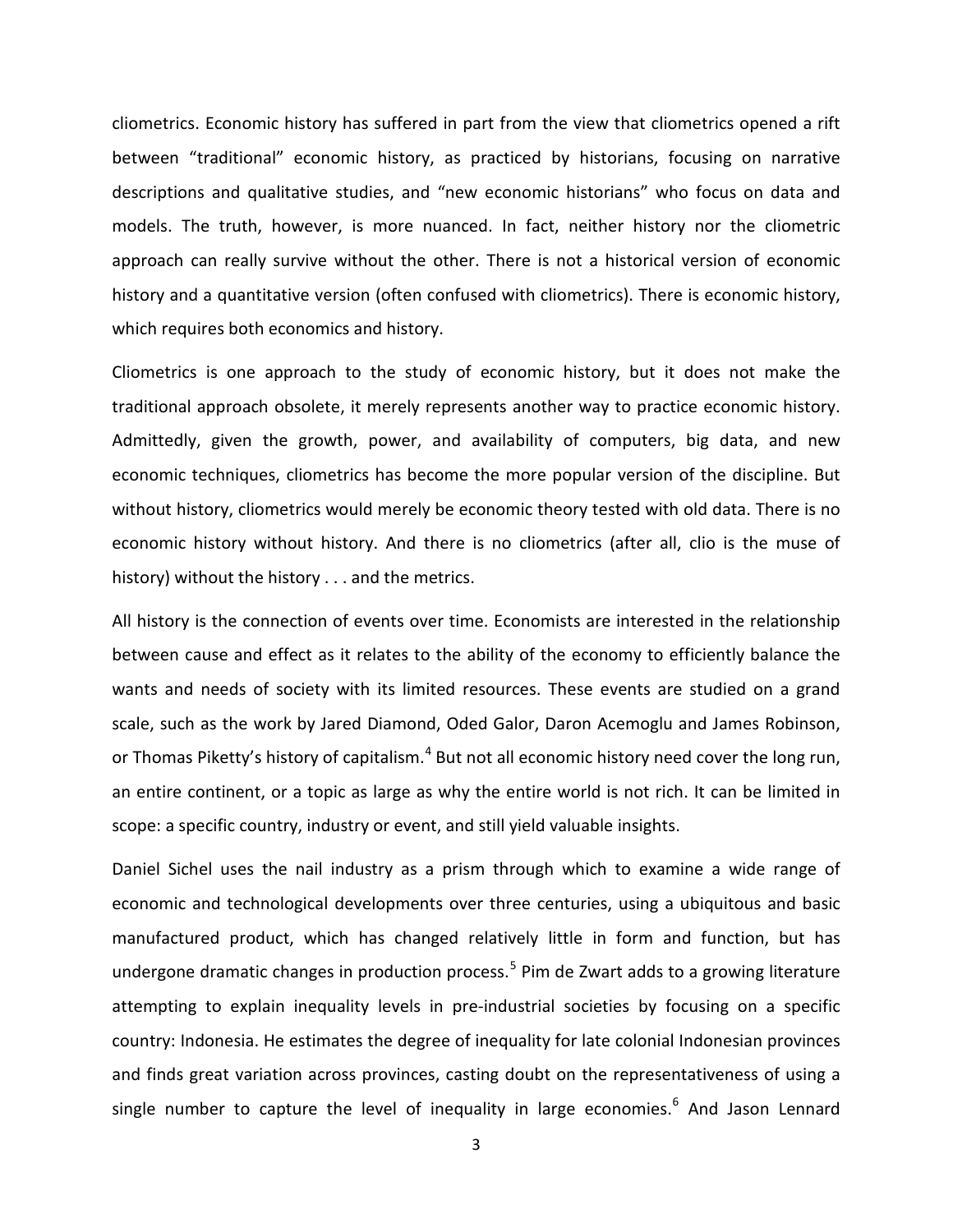cliometrics. Economic history has suffered in part from the view that cliometrics opened a rift between "traditional" economic history, as practiced by historians, focusing on narrative descriptions and qualitative studies, and "new economic historians" who focus on data and models. The truth, however, is more nuanced. In fact, neither history nor the cliometric approach can really survive without the other. There is not a historical version of economic history and a quantitative version (often confused with cliometrics). There is economic history, which requires both economics and history.

Cliometrics is one approach to the study of economic history, but it does not make the traditional approach obsolete, it merely represents another way to practice economic history. Admittedly, given the growth, power, and availability of computers, big data, and new economic techniques, cliometrics has become the more popular version of the discipline. But without history, cliometrics would merely be economic theory tested with old data. There is no economic history without history. And there is no cliometrics (after all, clio is the muse of history) without the history . . . and the metrics.

All history is the connection of events over time. Economists are interested in the relationship between cause and effect as it relates to the ability of the economy to efficiently balance the wants and needs of society with its limited resources. These events are studied on a grand scale, such as the work by Jared Diamond, Oded Galor, Daron Acemoglu and James Robinson, or Thomas Piketty's history of capitalism.[4] But not all economic history need cover the long run, an entire continent, or a topic as large as why the entire world is not rich. It can be limited in scope: a specific country, industry or event, and still yield valuable insights.

Daniel Sichel uses the nail industry as a prism through which to examine a wide range of economic and technological developments over three centuries, using a ubiquitous and basic manufactured product, which has changed relatively little in form and function, but has undergone dramatic changes in production process.[5] Pim de Zwart adds to a growing literature attempting to explain inequality levels in pre-industrial societies by focusing on a specific country: Indonesia. He estimates the degree of inequality for late colonial Indonesian provinces and finds great variation across provinces, casting doubt on the representativeness of using a single number to capture the level of inequality in large economies.[6] And Jason Lennard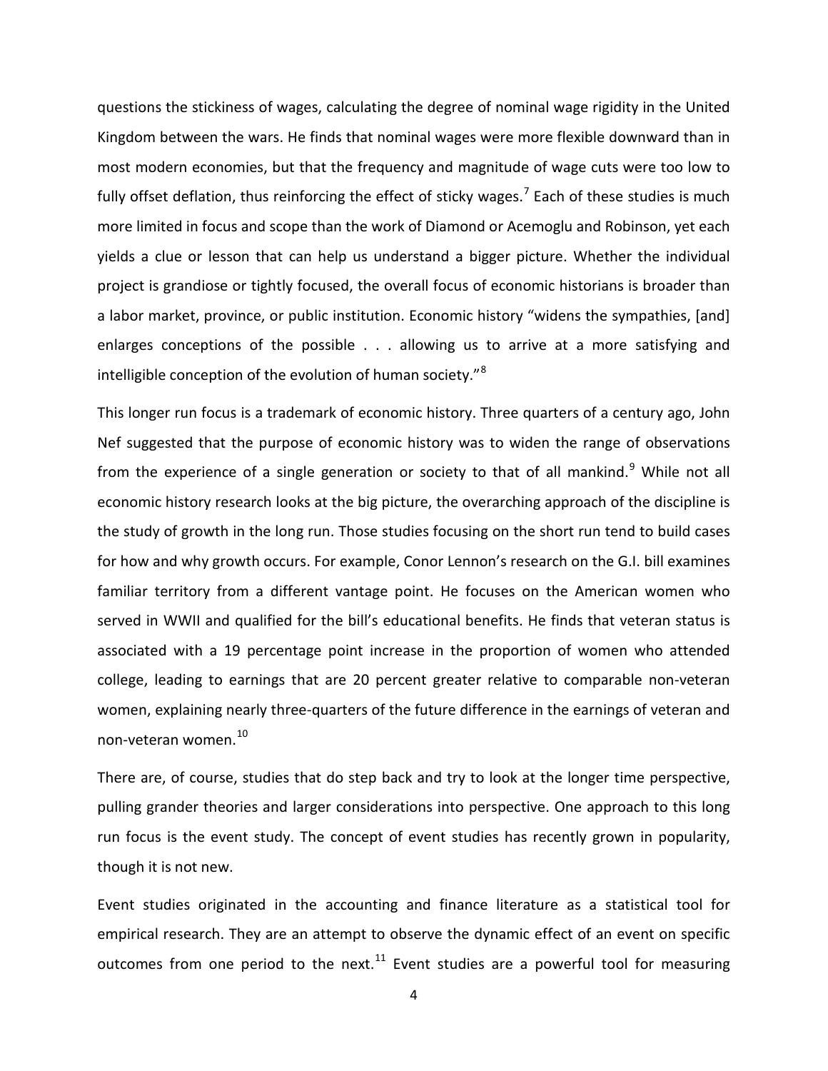questions the stickiness of wages, calculating the degree of nominal wage rigidity in the United Kingdom between the wars. He finds that nominal wages were more flexible downward than in most modern economies, but that the frequency and magnitude of wage cuts were too low to fully offset deflation, thus reinforcing the effect of sticky wages.[7] Each of these studies is much more limited in focus and scope than the work of Diamond or Acemoglu and Robinson, yet each yields a clue or lesson that can help us understand a bigger picture. Whether the individual project is grandiose or tightly focused, the overall focus of economic historians is broader than a labor market, province, or public institution. Economic history "widens the sympathies, [and] enlarges conceptions of the possible . . . allowing us to arrive at a more satisfying and intelligible conception of the evolution of human society."[8]

This longer run focus is a trademark of economic history. Three quarters of a century ago, John Nef suggested that the purpose of economic history was to widen the range of observations from the experience of a single generation or society to that of all mankind.[9] While not all economic history research looks at the big picture, the overarching approach of the discipline is the study of growth in the long run. Those studies focusing on the short run tend to build cases for how and why growth occurs. For example, Conor Lennon's research on the G.I. bill examines familiar territory from a different vantage point. He focuses on the American women who served in WWII and qualified for the bill's educational benefits. He finds that veteran status is associated with a 19 percentage point increase in the proportion of women who attended college, leading to earnings that are 20 percent greater relative to comparable non-veteran women, explaining nearly three-quarters of the future difference in the earnings of veteran and non-veteran women.[10]

There are, of course, studies that do step back and try to look at the longer time perspective, pulling grander theories and larger considerations into perspective. One approach to this long run focus is the event study. The concept of event studies has recently grown in popularity, though it is not new.

Event studies originated in the accounting and finance literature as a statistical tool for empirical research. They are an attempt to observe the dynamic effect of an event on specific outcomes from one period to the next.[11] Event studies are a powerful tool for measuring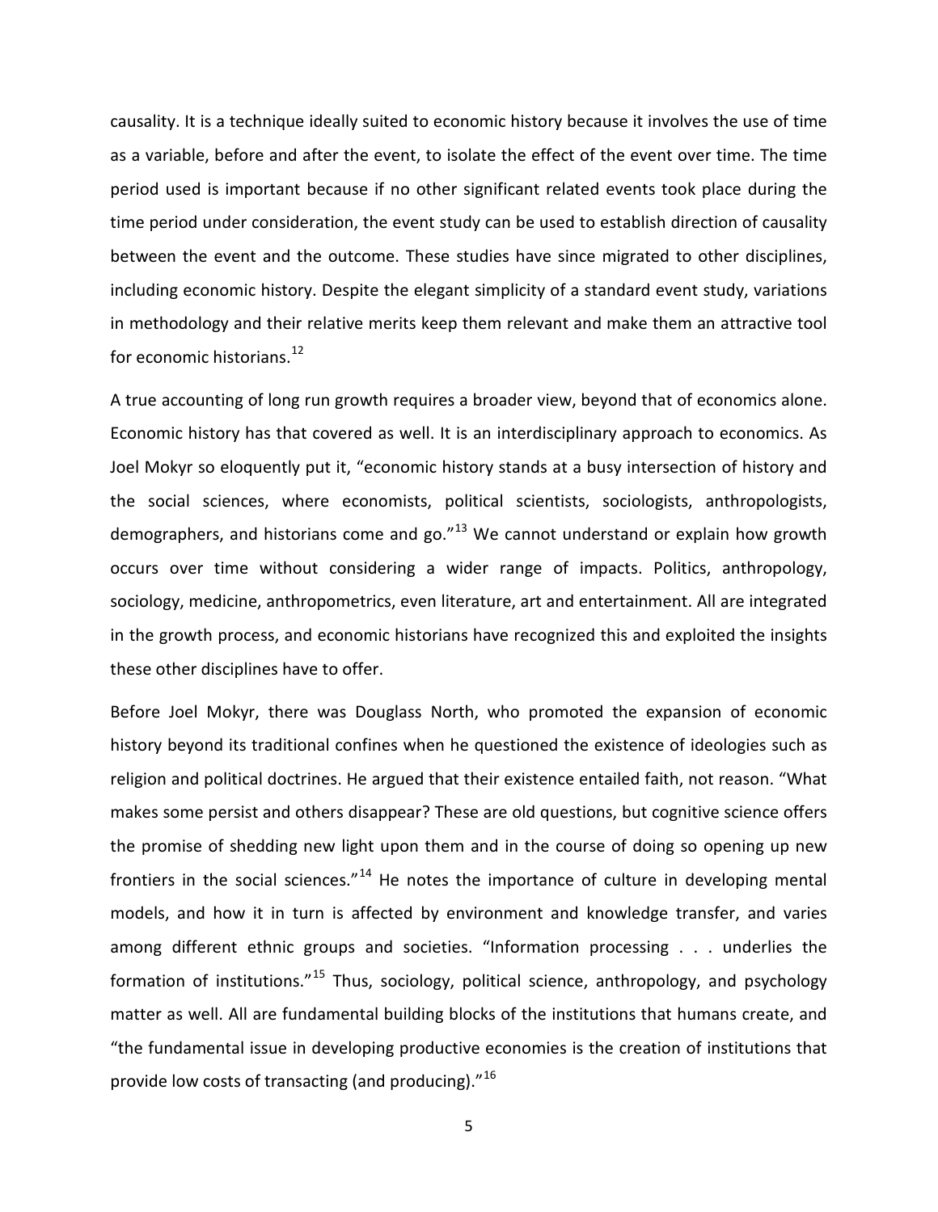causality. It is a technique ideally suited to economic history because it involves the use of time as a variable, before and after the event, to isolate the effect of the event over time. The time period used is important because if no other significant related events took place during the time period under consideration, the event study can be used to establish direction of causality between the event and the outcome. These studies have since migrated to other disciplines, including economic history. Despite the elegant simplicity of a standard event study, variations in methodology and their relative merits keep them relevant and make them an attractive tool for economic historians.[12]

A true accounting of long run growth requires a broader view, beyond that of economics alone. Economic history has that covered as well. It is an interdisciplinary approach to economics. As Joel Mokyr so eloquently put it, "economic history stands at a busy intersection of history and the social sciences, where economists, political scientists, sociologists, anthropologists, demographers, and historians come and go."[13] We cannot understand or explain how growth occurs over time without considering a wider range of impacts. Politics, anthropology, sociology, medicine, anthropometrics, even literature, art and entertainment. All are integrated in the growth process, and economic historians have recognized this and exploited the insights these other disciplines have to offer.

Before Joel Mokyr, there was Douglass North, who promoted the expansion of economic history beyond its traditional confines when he questioned the existence of ideologies such as religion and political doctrines. He argued that their existence entailed faith, not reason. "What makes some persist and others disappear? These are old questions, but cognitive science offers the promise of shedding new light upon them and in the course of doing so opening up new frontiers in the social sciences."[14] He notes the importance of culture in developing mental models, and how it in turn is affected by environment and knowledge transfer, and varies among different ethnic groups and societies. "Information processing . . . underlies the formation of institutions."[15] Thus, sociology, political science, anthropology, and psychology matter as well. All are fundamental building blocks of the institutions that humans create, and "the fundamental issue in developing productive economies is the creation of institutions that provide low costs of transacting (and producing)."[16]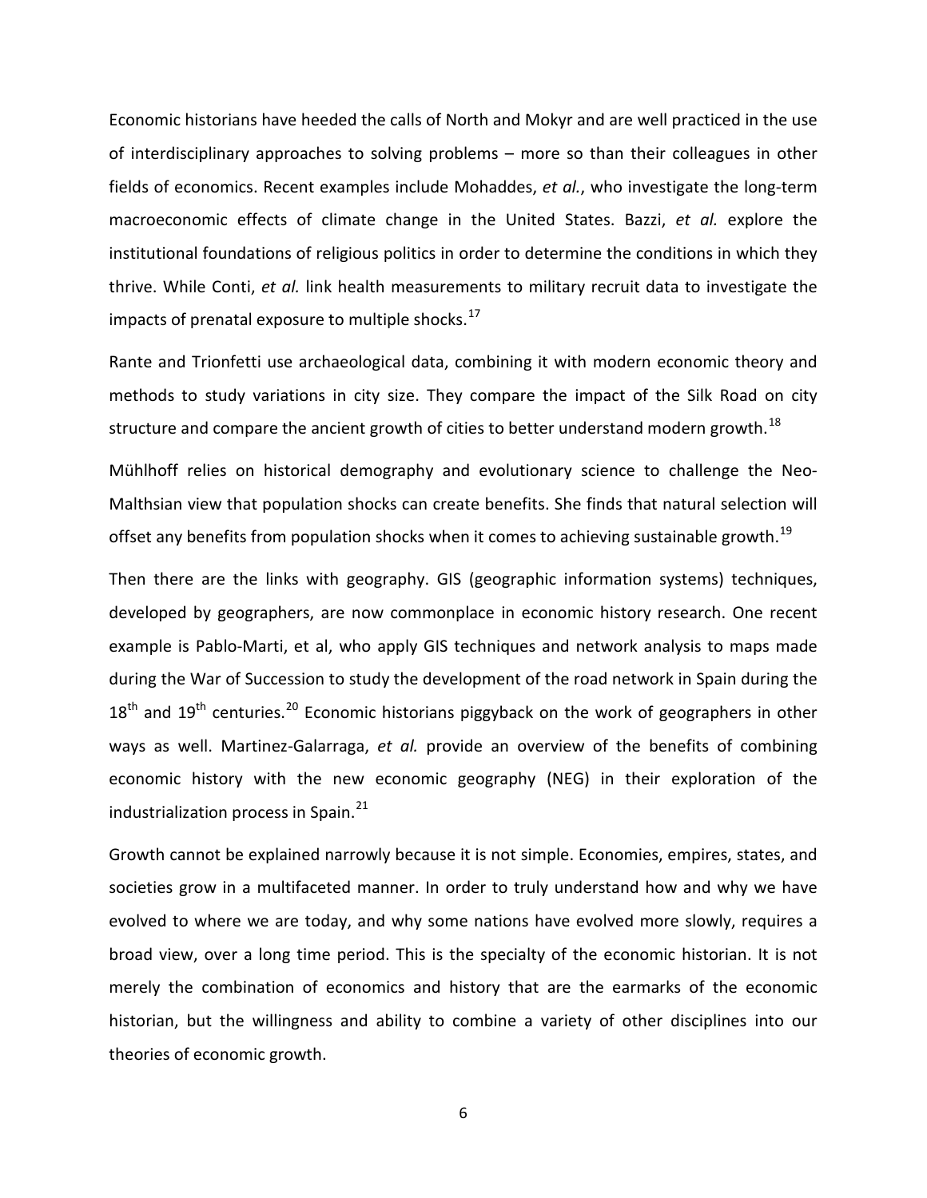Economic historians have heeded the calls of North and Mokyr and are well practiced in the use of interdisciplinary approaches to solving problems – more so than their colleagues in other fields of economics. Recent examples include Mohaddes, *et al.*, who investigate the long-term macroeconomic effects of climate change in the United States. Bazzi, *et al.* explore the institutional foundations of religious politics in order to determine the conditions in which they thrive. While Conti, *et al.* link health measurements to military recruit data to investigate the impacts of prenatal exposure to multiple shocks.[17]

Rante and Trionfetti use archaeological data, combining it with modern economic theory and methods to study variations in city size. They compare the impact of the Silk Road on city structure and compare the ancient growth of cities to better understand modern growth.[18]

Mühlhoff relies on historical demography and evolutionary science to challenge the Neo-Malthsian view that population shocks can create benefits. She finds that natural selection will offset any benefits from population shocks when it comes to achieving sustainable growth.[19]

Then there are the links with geography. GIS (geographic information systems) techniques, developed by geographers, are now commonplace in economic history research. One recent example is Pablo-Marti, et al, who apply GIS techniques and network analysis to maps made during the War of Succession to study the development of the road network in Spain during the 18th and 19th centuries.[20] Economic historians piggyback on the work of geographers in other ways as well. Martinez-Galarraga, *et al.* provide an overview of the benefits of combining economic history with the new economic geography (NEG) in their exploration of the industrialization process in Spain.[21]

Growth cannot be explained narrowly because it is not simple. Economies, empires, states, and societies grow in a multifaceted manner. In order to truly understand how and why we have evolved to where we are today, and why some nations have evolved more slowly, requires a broad view, over a long time period. This is the specialty of the economic historian. It is not merely the combination of economics and history that are the earmarks of the economic historian, but the willingness and ability to combine a variety of other disciplines into our theories of economic growth.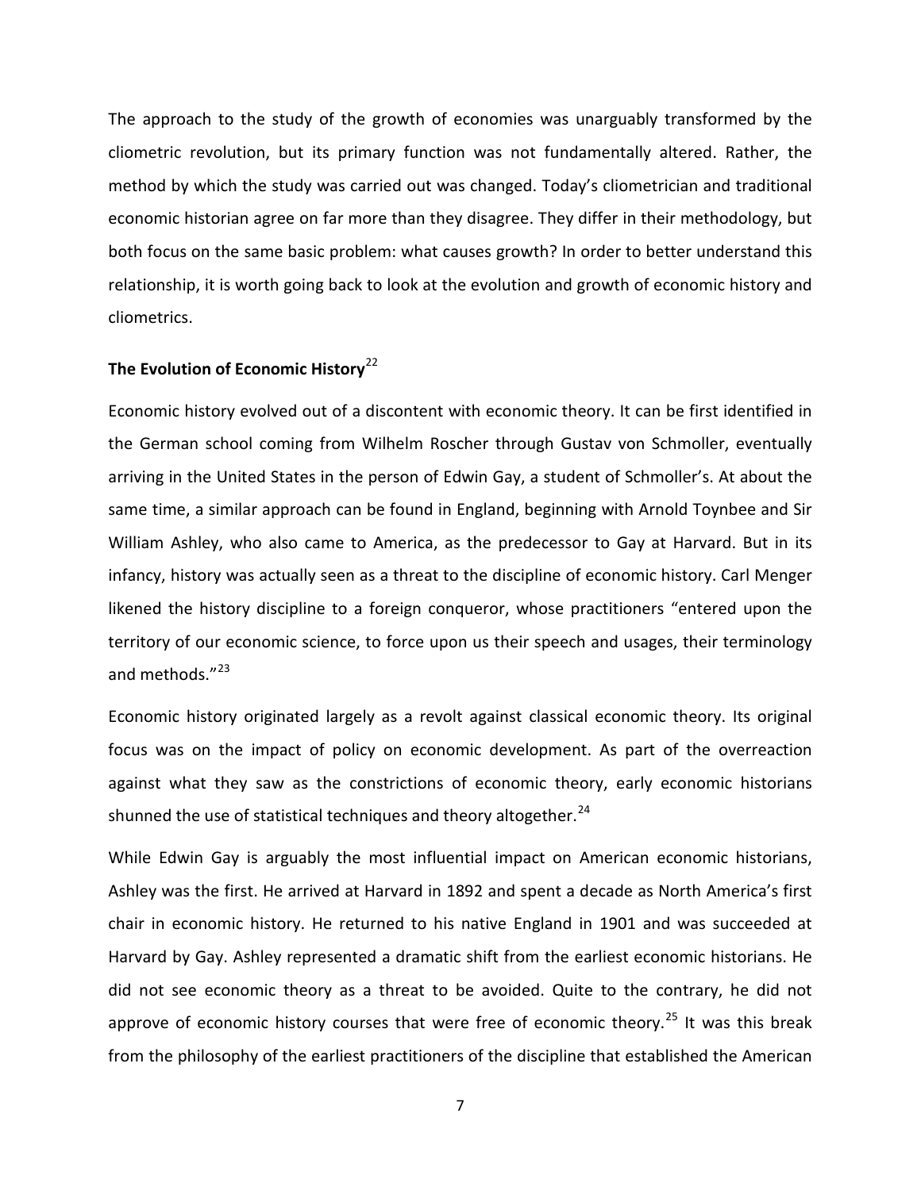The approach to the study of the growth of economies was unarguably transformed by the cliometric revolution, but its primary function was not fundamentally altered. Rather, the method by which the study was carried out was changed. Today's cliometrician and traditional economic historian agree on far more than they disagree. They differ in their methodology, but both focus on the same basic problem: what causes growth? In order to better understand this relationship, it is worth going back to look at the evolution and growth of economic history and cliometrics.

## The Evolution of Economic History[22]

Economic history evolved out of a discontent with economic theory. It can be first identified in the German school coming from Wilhelm Roscher through Gustav von Schmoller, eventually arriving in the United States in the person of Edwin Gay, a student of Schmoller's. At about the same time, a similar approach can be found in England, beginning with Arnold Toynbee and Sir William Ashley, who also came to America, as the predecessor to Gay at Harvard. But in its infancy, history was actually seen as a threat to the discipline of economic history. Carl Menger likened the history discipline to a foreign conqueror, whose practitioners "entered upon the territory of our economic science, to force upon us their speech and usages, their terminology and methods."[23]

Economic history originated largely as a revolt against classical economic theory. Its original focus was on the impact of policy on economic development. As part of the overreaction against what they saw as the constrictions of economic theory, early economic historians shunned the use of statistical techniques and theory altogether.[24]

While Edwin Gay is arguably the most influential impact on American economic historians, Ashley was the first. He arrived at Harvard in 1892 and spent a decade as North America's first chair in economic history. He returned to his native England in 1901 and was succeeded at Harvard by Gay. Ashley represented a dramatic shift from the earliest economic historians. He did not see economic theory as a threat to be avoided. Quite to the contrary, he did not approve of economic history courses that were free of economic theory.[25] It was this break from the philosophy of the earliest practitioners of the discipline that established the American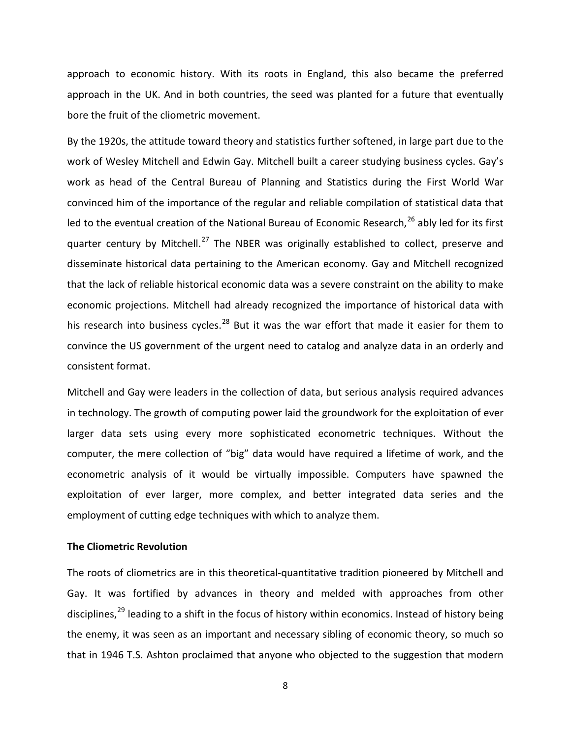approach to economic history. With its roots in England, this also became the preferred approach in the UK. And in both countries, the seed was planted for a future that eventually bore the fruit of the cliometric movement.

By the 1920s, the attitude toward theory and statistics further softened, in large part due to the work of Wesley Mitchell and Edwin Gay. Mitchell built a career studying business cycles. Gay's work as head of the Central Bureau of Planning and Statistics during the First World War convinced him of the importance of the regular and reliable compilation of statistical data that led to the eventual creation of the National Bureau of Economic Research,[26] ably led for its first quarter century by Mitchell.[27] The NBER was originally established to collect, preserve and disseminate historical data pertaining to the American economy. Gay and Mitchell recognized that the lack of reliable historical economic data was a severe constraint on the ability to make economic projections. Mitchell had already recognized the importance of historical data with his research into business cycles.[28] But it was the war effort that made it easier for them to convince the US government of the urgent need to catalog and analyze data in an orderly and consistent format.

Mitchell and Gay were leaders in the collection of data, but serious analysis required advances in technology. The growth of computing power laid the groundwork for the exploitation of ever larger data sets using every more sophisticated econometric techniques. Without the computer, the mere collection of "big" data would have required a lifetime of work, and the econometric analysis of it would be virtually impossible. Computers have spawned the exploitation of ever larger, more complex, and better integrated data series and the employment of cutting edge techniques with which to analyze them.

**The Cliometric Revolution**

The roots of cliometrics are in this theoretical-quantitative tradition pioneered by Mitchell and Gay. It was fortified by advances in theory and melded with approaches from other disciplines,[29] leading to a shift in the focus of history within economics. Instead of history being the enemy, it was seen as an important and necessary sibling of economic theory, so much so that in 1946 T.S. Ashton proclaimed that anyone who objected to the suggestion that modern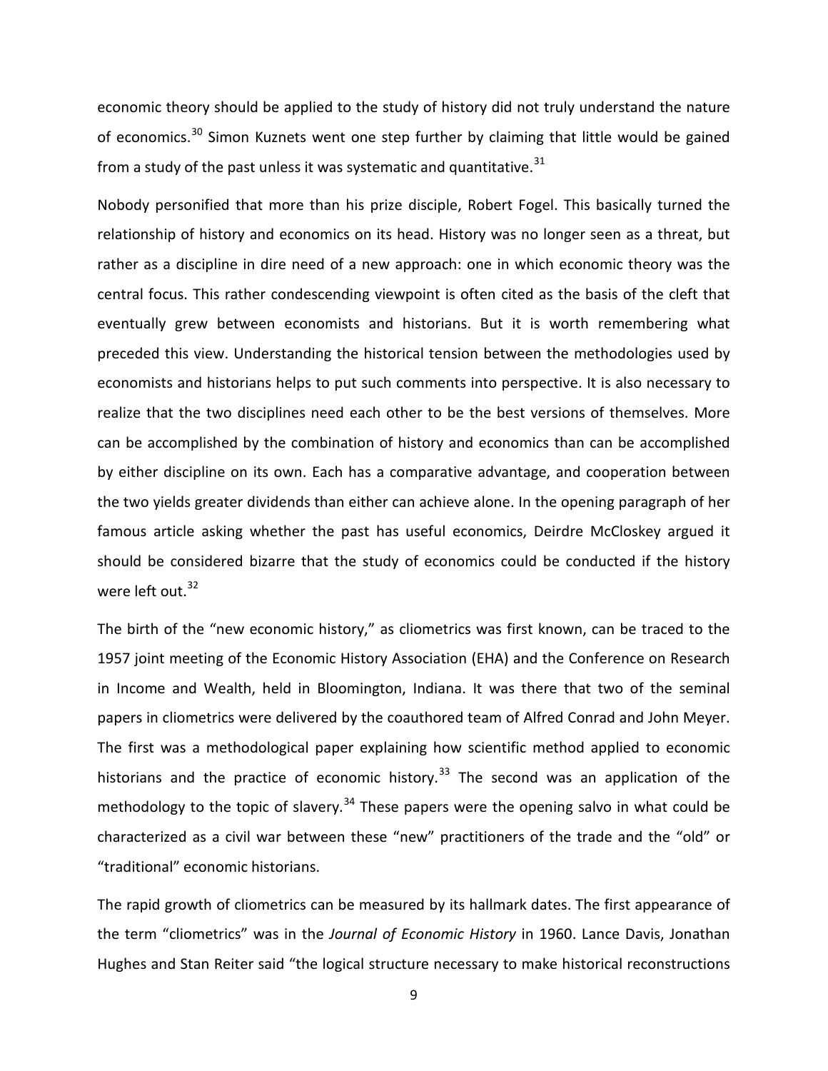economic theory should be applied to the study of history did not truly understand the nature of economics.[30] Simon Kuznets went one step further by claiming that little would be gained from a study of the past unless it was systematic and quantitative.[31]

Nobody personified that more than his prize disciple, Robert Fogel. This basically turned the relationship of history and economics on its head. History was no longer seen as a threat, but rather as a discipline in dire need of a new approach: one in which economic theory was the central focus. This rather condescending viewpoint is often cited as the basis of the cleft that eventually grew between economists and historians. But it is worth remembering what preceded this view. Understanding the historical tension between the methodologies used by economists and historians helps to put such comments into perspective. It is also necessary to realize that the two disciplines need each other to be the best versions of themselves. More can be accomplished by the combination of history and economics than can be accomplished by either discipline on its own. Each has a comparative advantage, and cooperation between the two yields greater dividends than either can achieve alone. In the opening paragraph of her famous article asking whether the past has useful economics, Deirdre McCloskey argued it should be considered bizarre that the study of economics could be conducted if the history were left out.[32]

The birth of the "new economic history," as cliometrics was first known, can be traced to the 1957 joint meeting of the Economic History Association (EHA) and the Conference on Research in Income and Wealth, held in Bloomington, Indiana. It was there that two of the seminal papers in cliometrics were delivered by the coauthored team of Alfred Conrad and John Meyer. The first was a methodological paper explaining how scientific method applied to economic historians and the practice of economic history.[33] The second was an application of the methodology to the topic of slavery.[34] These papers were the opening salvo in what could be characterized as a civil war between these "new" practitioners of the trade and the "old" or "traditional" economic historians.

The rapid growth of cliometrics can be measured by its hallmark dates. The first appearance of the term "cliometrics" was in the *Journal of Economic History* in 1960. Lance Davis, Jonathan Hughes and Stan Reiter said "the logical structure necessary to make historical reconstructions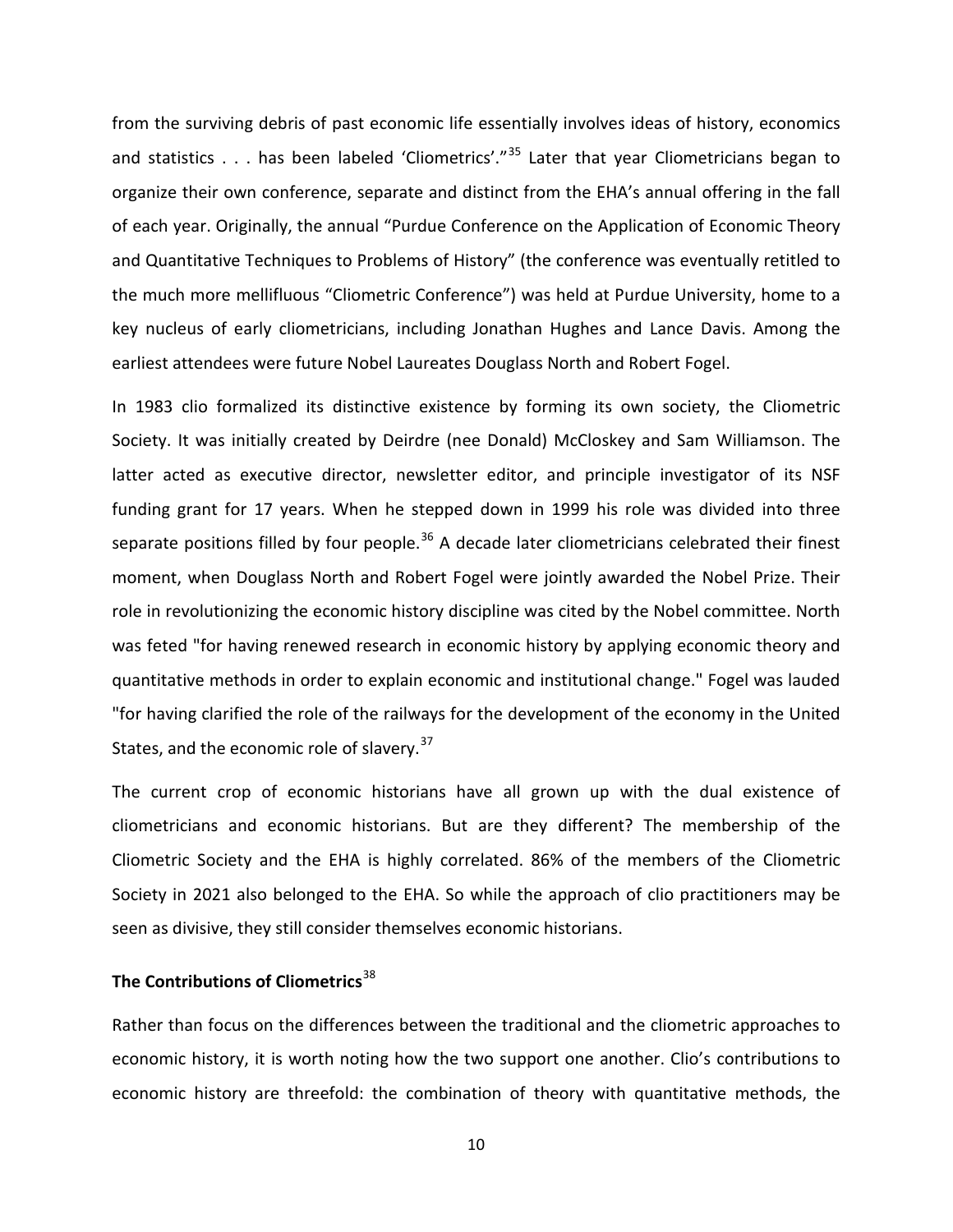from the surviving debris of past economic life essentially involves ideas of history, economics and statistics . . . has been labeled 'Cliometrics'."[35] Later that year Cliometricians began to organize their own conference, separate and distinct from the EHA's annual offering in the fall of each year. Originally, the annual "Purdue Conference on the Application of Economic Theory and Quantitative Techniques to Problems of History" (the conference was eventually retitled to the much more mellifluous "Cliometric Conference") was held at Purdue University, home to a key nucleus of early cliometricians, including Jonathan Hughes and Lance Davis. Among the earliest attendees were future Nobel Laureates Douglass North and Robert Fogel.

In 1983 clio formalized its distinctive existence by forming its own society, the Cliometric Society. It was initially created by Deirdre (nee Donald) McCloskey and Sam Williamson. The latter acted as executive director, newsletter editor, and principle investigator of its NSF funding grant for 17 years. When he stepped down in 1999 his role was divided into three separate positions filled by four people.[36] A decade later cliometricians celebrated their finest moment, when Douglass North and Robert Fogel were jointly awarded the Nobel Prize. Their role in revolutionizing the economic history discipline was cited by the Nobel committee. North was feted "for having renewed research in economic history by applying economic theory and quantitative methods in order to explain economic and institutional change." Fogel was lauded "for having clarified the role of the railways for the development of the economy in the United States, and the economic role of slavery.[37]

The current crop of economic historians have all grown up with the dual existence of cliometricians and economic historians. But are they different? The membership of the Cliometric Society and the EHA is highly correlated. 86% of the members of the Cliometric Society in 2021 also belonged to the EHA. So while the approach of clio practitioners may be seen as divisive, they still consider themselves economic historians.

**The Contributions of Cliometrics**[38]

Rather than focus on the differences between the traditional and the cliometric approaches to economic history, it is worth noting how the two support one another. Clio's contributions to economic history are threefold: the combination of theory with quantitative methods, the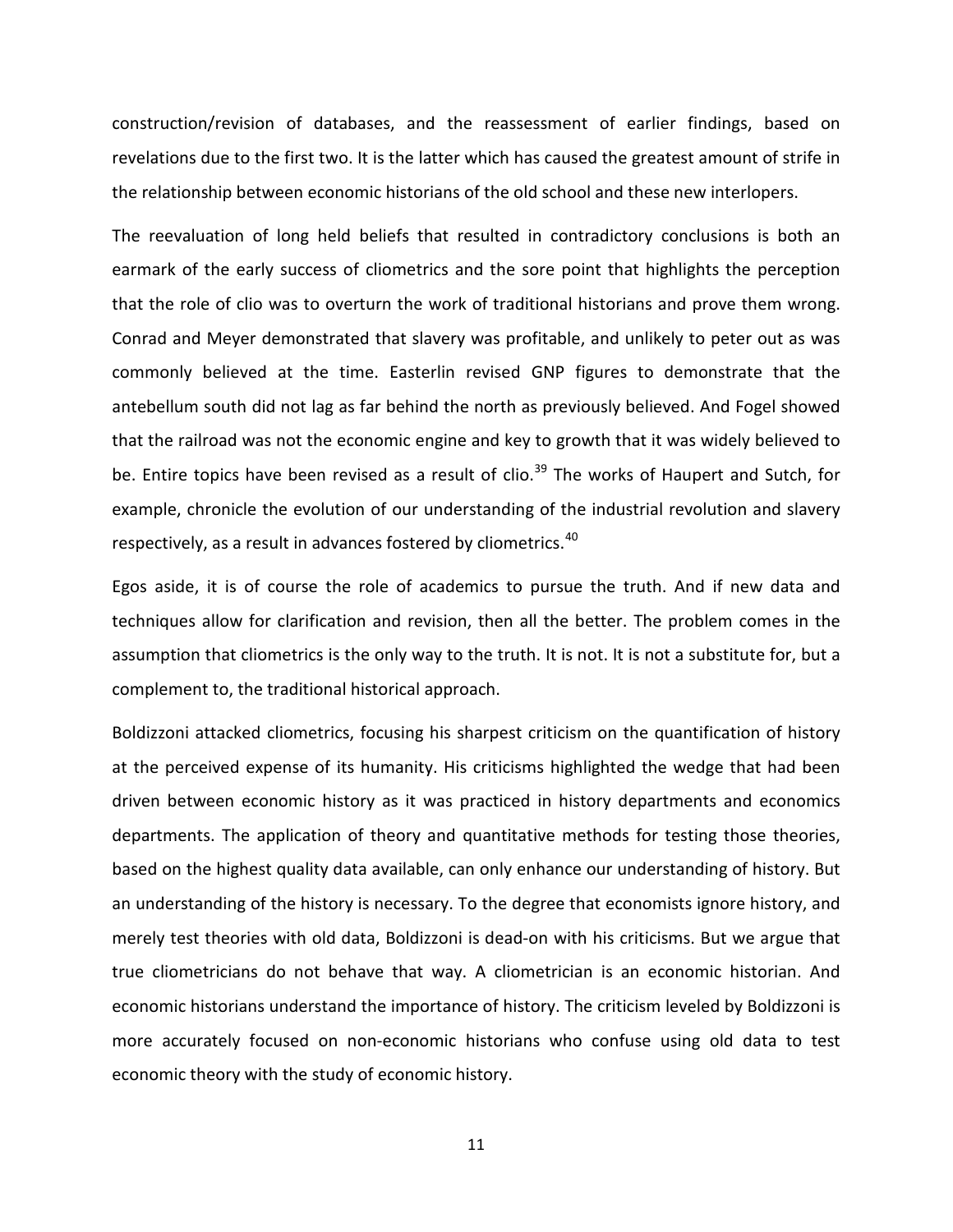construction/revision of databases, and the reassessment of earlier findings, based on revelations due to the first two. It is the latter which has caused the greatest amount of strife in the relationship between economic historians of the old school and these new interlopers.

The reevaluation of long held beliefs that resulted in contradictory conclusions is both an earmark of the early success of cliometrics and the sore point that highlights the perception that the role of clio was to overturn the work of traditional historians and prove them wrong. Conrad and Meyer demonstrated that slavery was profitable, and unlikely to peter out as was commonly believed at the time. Easterlin revised GNP figures to demonstrate that the antebellum south did not lag as far behind the north as previously believed. And Fogel showed that the railroad was not the economic engine and key to growth that it was widely believed to be. Entire topics have been revised as a result of clio.[39] The works of Haupert and Sutch, for example, chronicle the evolution of our understanding of the industrial revolution and slavery respectively, as a result in advances fostered by cliometrics.[40]

Egos aside, it is of course the role of academics to pursue the truth. And if new data and techniques allow for clarification and revision, then all the better. The problem comes in the assumption that cliometrics is the only way to the truth. It is not. It is not a substitute for, but a complement to, the traditional historical approach.

Boldizzoni attacked cliometrics, focusing his sharpest criticism on the quantification of history at the perceived expense of its humanity. His criticisms highlighted the wedge that had been driven between economic history as it was practiced in history departments and economics departments. The application of theory and quantitative methods for testing those theories, based on the highest quality data available, can only enhance our understanding of history. But an understanding of the history is necessary. To the degree that economists ignore history, and merely test theories with old data, Boldizzoni is dead-on with his criticisms. But we argue that true cliometricians do not behave that way. A cliometrician is an economic historian. And economic historians understand the importance of history. The criticism leveled by Boldizzoni is more accurately focused on non-economic historians who confuse using old data to test economic theory with the study of economic history.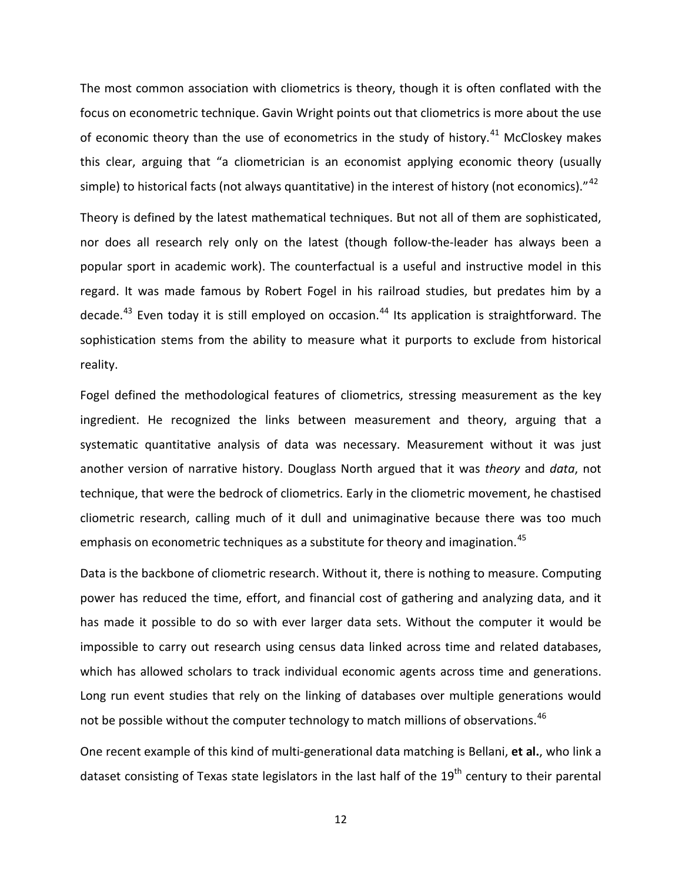The most common association with cliometrics is theory, though it is often conflated with the focus on econometric technique. Gavin Wright points out that cliometrics is more about the use of economic theory than the use of econometrics in the study of history.[41] McCloskey makes this clear, arguing that "a cliometrician is an economist applying economic theory (usually simple) to historical facts (not always quantitative) in the interest of history (not economics)."[42]

Theory is defined by the latest mathematical techniques. But not all of them are sophisticated, nor does all research rely only on the latest (though follow-the-leader has always been a popular sport in academic work). The counterfactual is a useful and instructive model in this regard. It was made famous by Robert Fogel in his railroad studies, but predates him by a decade.[43] Even today it is still employed on occasion.[44] Its application is straightforward. The sophistication stems from the ability to measure what it purports to exclude from historical reality.

Fogel defined the methodological features of cliometrics, stressing measurement as the key ingredient. He recognized the links between measurement and theory, arguing that a systematic quantitative analysis of data was necessary. Measurement without it was just another version of narrative history. Douglass North argued that it was *theory* and *data*, not technique, that were the bedrock of cliometrics. Early in the cliometric movement, he chastised cliometric research, calling much of it dull and unimaginative because there was too much emphasis on econometric techniques as a substitute for theory and imagination.[45]

Data is the backbone of cliometric research. Without it, there is nothing to measure. Computing power has reduced the time, effort, and financial cost of gathering and analyzing data, and it has made it possible to do so with ever larger data sets. Without the computer it would be impossible to carry out research using census data linked across time and related databases, which has allowed scholars to track individual economic agents across time and generations. Long run event studies that rely on the linking of databases over multiple generations would not be possible without the computer technology to match millions of observations.[46]

One recent example of this kind of multi-generational data matching is Bellani, **et al.**, who link a dataset consisting of Texas state legislators in the last half of the 19th century to their parental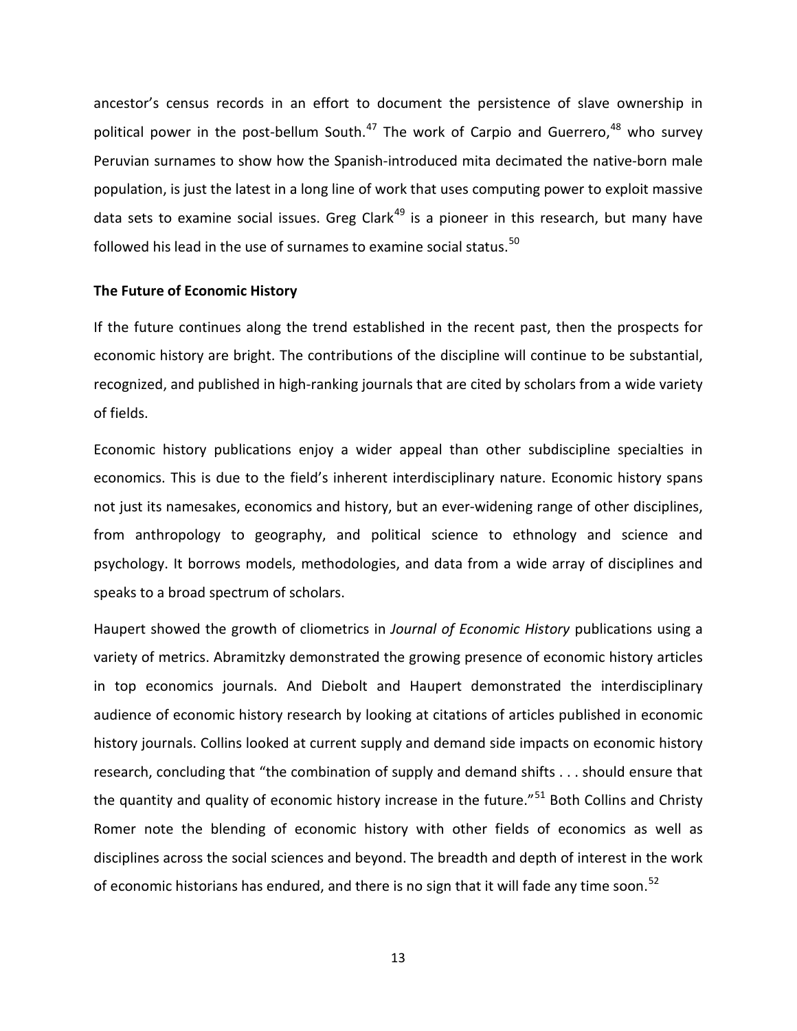ancestor's census records in an effort to document the persistence of slave ownership in political power in the post-bellum South.[47] The work of Carpio and Guerrero,[48] who survey Peruvian surnames to show how the Spanish-introduced mita decimated the native-born male population, is just the latest in a long line of work that uses computing power to exploit massive data sets to examine social issues. Greg Clark[49] is a pioneer in this research, but many have followed his lead in the use of surnames to examine social status.[50]

## The Future of Economic History

If the future continues along the trend established in the recent past, then the prospects for economic history are bright. The contributions of the discipline will continue to be substantial, recognized, and published in high-ranking journals that are cited by scholars from a wide variety of fields.

Economic history publications enjoy a wider appeal than other subdiscipline specialties in economics. This is due to the field's inherent interdisciplinary nature. Economic history spans not just its namesakes, economics and history, but an ever-widening range of other disciplines, from anthropology to geography, and political science to ethnology and science and psychology. It borrows models, methodologies, and data from a wide array of disciplines and speaks to a broad spectrum of scholars.

Haupert showed the growth of cliometrics in *Journal of Economic History* publications using a variety of metrics. Abramitzky demonstrated the growing presence of economic history articles in top economics journals. And Diebolt and Haupert demonstrated the interdisciplinary audience of economic history research by looking at citations of articles published in economic history journals. Collins looked at current supply and demand side impacts on economic history research, concluding that "the combination of supply and demand shifts . . . should ensure that the quantity and quality of economic history increase in the future."[51] Both Collins and Christy Romer note the blending of economic history with other fields of economics as well as disciplines across the social sciences and beyond. The breadth and depth of interest in the work of economic historians has endured, and there is no sign that it will fade any time soon.[52]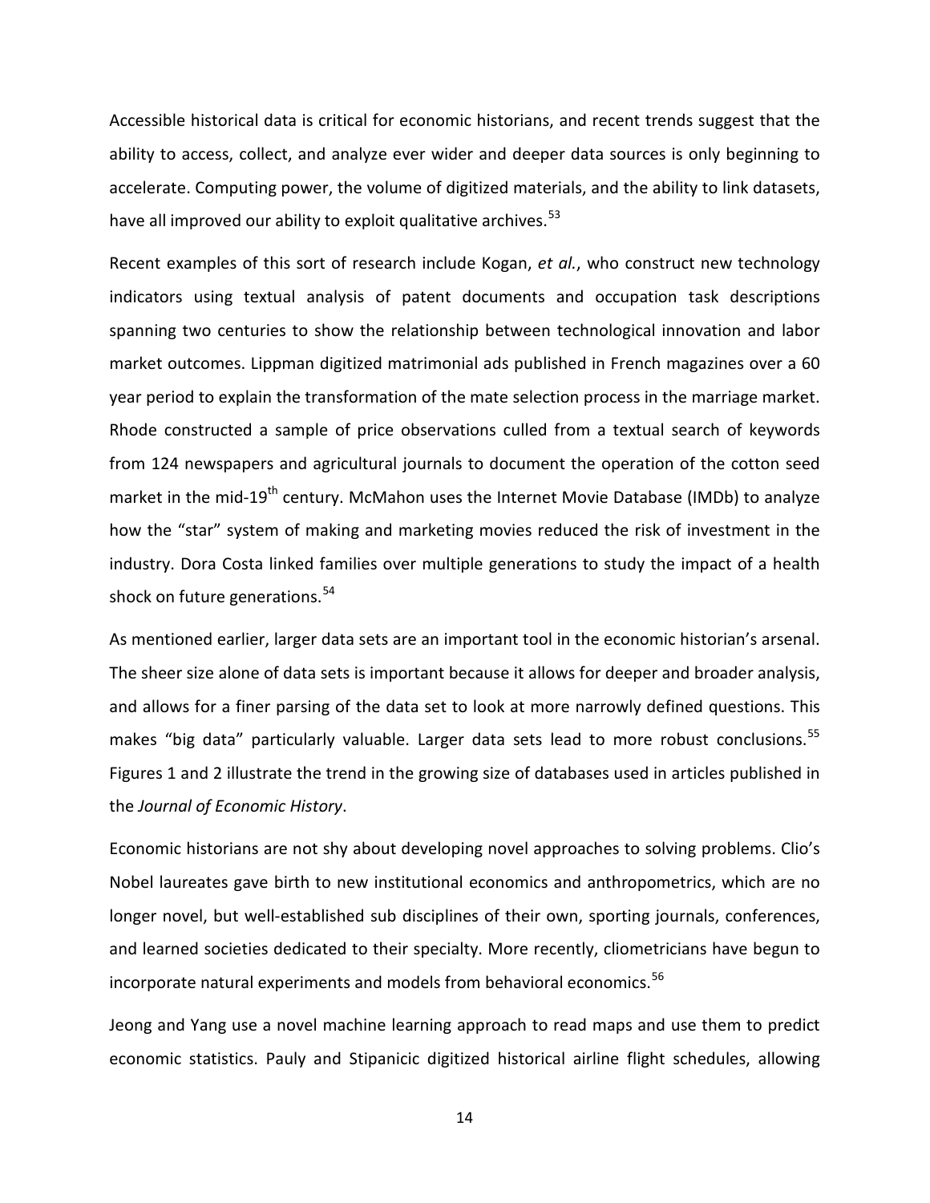Accessible historical data is critical for economic historians, and recent trends suggest that the ability to access, collect, and analyze ever wider and deeper data sources is only beginning to accelerate. Computing power, the volume of digitized materials, and the ability to link datasets, have all improved our ability to exploit qualitative archives.[53]

Recent examples of this sort of research include Kogan, *et al.*, who construct new technology indicators using textual analysis of patent documents and occupation task descriptions spanning two centuries to show the relationship between technological innovation and labor market outcomes. Lippman digitized matrimonial ads published in French magazines over a 60 year period to explain the transformation of the mate selection process in the marriage market. Rhode constructed a sample of price observations culled from a textual search of keywords from 124 newspapers and agricultural journals to document the operation of the cotton seed market in the mid-19th century. McMahon uses the Internet Movie Database (IMDb) to analyze how the "star" system of making and marketing movies reduced the risk of investment in the industry. Dora Costa linked families over multiple generations to study the impact of a health shock on future generations.[54]

As mentioned earlier, larger data sets are an important tool in the economic historian's arsenal. The sheer size alone of data sets is important because it allows for deeper and broader analysis, and allows for a finer parsing of the data set to look at more narrowly defined questions. This makes "big data" particularly valuable. Larger data sets lead to more robust conclusions.[55] Figures 1 and 2 illustrate the trend in the growing size of databases used in articles published in the *Journal of Economic History*.

Economic historians are not shy about developing novel approaches to solving problems. Clio's Nobel laureates gave birth to new institutional economics and anthropometrics, which are no longer novel, but well-established sub disciplines of their own, sporting journals, conferences, and learned societies dedicated to their specialty. More recently, cliometricians have begun to incorporate natural experiments and models from behavioral economics.[56]

Jeong and Yang use a novel machine learning approach to read maps and use them to predict economic statistics. Pauly and Stipanicic digitized historical airline flight schedules, allowing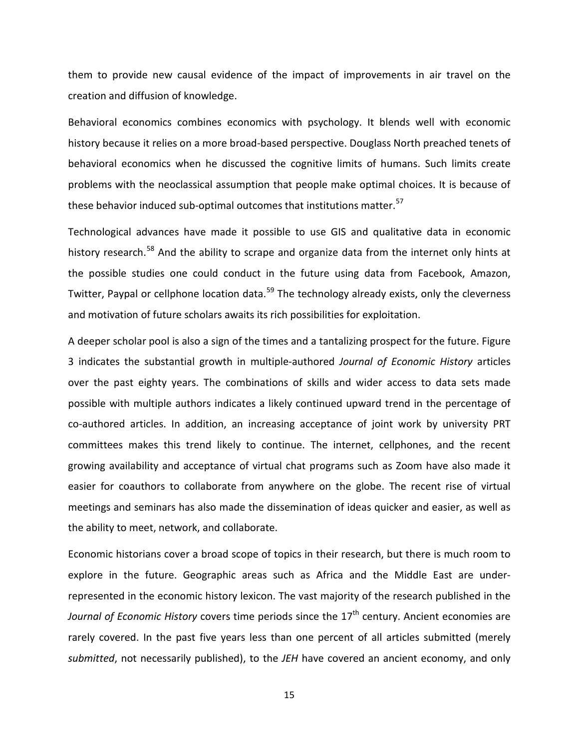them to provide new causal evidence of the impact of improvements in air travel on the creation and diffusion of knowledge.

Behavioral economics combines economics with psychology. It blends well with economic history because it relies on a more broad-based perspective. Douglass North preached tenets of behavioral economics when he discussed the cognitive limits of humans. Such limits create problems with the neoclassical assumption that people make optimal choices. It is because of these behavior induced sub-optimal outcomes that institutions matter.[57]

Technological advances have made it possible to use GIS and qualitative data in economic history research.[58] And the ability to scrape and organize data from the internet only hints at the possible studies one could conduct in the future using data from Facebook, Amazon, Twitter, Paypal or cellphone location data.[59] The technology already exists, only the cleverness and motivation of future scholars awaits its rich possibilities for exploitation.

A deeper scholar pool is also a sign of the times and a tantalizing prospect for the future. Figure 3 indicates the substantial growth in multiple-authored *Journal of Economic History* articles over the past eighty years. The combinations of skills and wider access to data sets made possible with multiple authors indicates a likely continued upward trend in the percentage of co-authored articles. In addition, an increasing acceptance of joint work by university PRT committees makes this trend likely to continue. The internet, cellphones, and the recent growing availability and acceptance of virtual chat programs such as Zoom have also made it easier for coauthors to collaborate from anywhere on the globe. The recent rise of virtual meetings and seminars has also made the dissemination of ideas quicker and easier, as well as the ability to meet, network, and collaborate.

Economic historians cover a broad scope of topics in their research, but there is much room to explore in the future. Geographic areas such as Africa and the Middle East are under-represented in the economic history lexicon. The vast majority of the research published in the *Journal of Economic History* covers time periods since the 17th century. Ancient economies are rarely covered. In the past five years less than one percent of all articles submitted (merely *submitted*, not necessarily published), to the *JEH* have covered an ancient economy, and only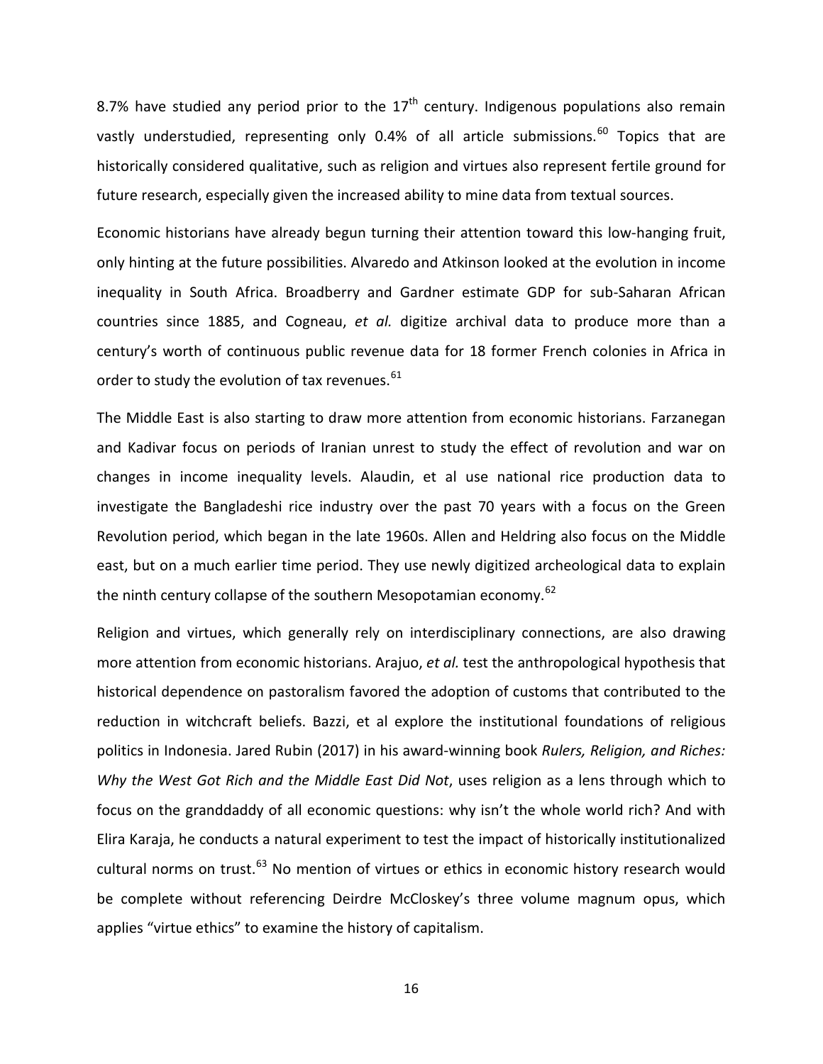8.7% have studied any period prior to the 17th century. Indigenous populations also remain vastly understudied, representing only 0.4% of all article submissions.[60] Topics that are historically considered qualitative, such as religion and virtues also represent fertile ground for future research, especially given the increased ability to mine data from textual sources.

Economic historians have already begun turning their attention toward this low-hanging fruit, only hinting at the future possibilities. Alvaredo and Atkinson looked at the evolution in income inequality in South Africa. Broadberry and Gardner estimate GDP for sub-Saharan African countries since 1885, and Cogneau, *et al.* digitize archival data to produce more than a century's worth of continuous public revenue data for 18 former French colonies in Africa in order to study the evolution of tax revenues.[61]

The Middle East is also starting to draw more attention from economic historians. Farzanegan and Kadivar focus on periods of Iranian unrest to study the effect of revolution and war on changes in income inequality levels. Alaudin, et al use national rice production data to investigate the Bangladeshi rice industry over the past 70 years with a focus on the Green Revolution period, which began in the late 1960s. Allen and Heldring also focus on the Middle east, but on a much earlier time period. They use newly digitized archeological data to explain the ninth century collapse of the southern Mesopotamian economy.[62]

Religion and virtues, which generally rely on interdisciplinary connections, are also drawing more attention from economic historians. Arajuo, *et al.* test the anthropological hypothesis that historical dependence on pastoralism favored the adoption of customs that contributed to the reduction in witchcraft beliefs. Bazzi, et al explore the institutional foundations of religious politics in Indonesia. Jared Rubin (2017) in his award-winning book *Rulers, Religion, and Riches: Why the West Got Rich and the Middle East Did Not*, uses religion as a lens through which to focus on the granddaddy of all economic questions: why isn't the whole world rich? And with Elira Karaja, he conducts a natural experiment to test the impact of historically institutionalized cultural norms on trust.[63] No mention of virtues or ethics in economic history research would be complete without referencing Deirdre McCloskey's three volume magnum opus, which applies "virtue ethics" to examine the history of capitalism.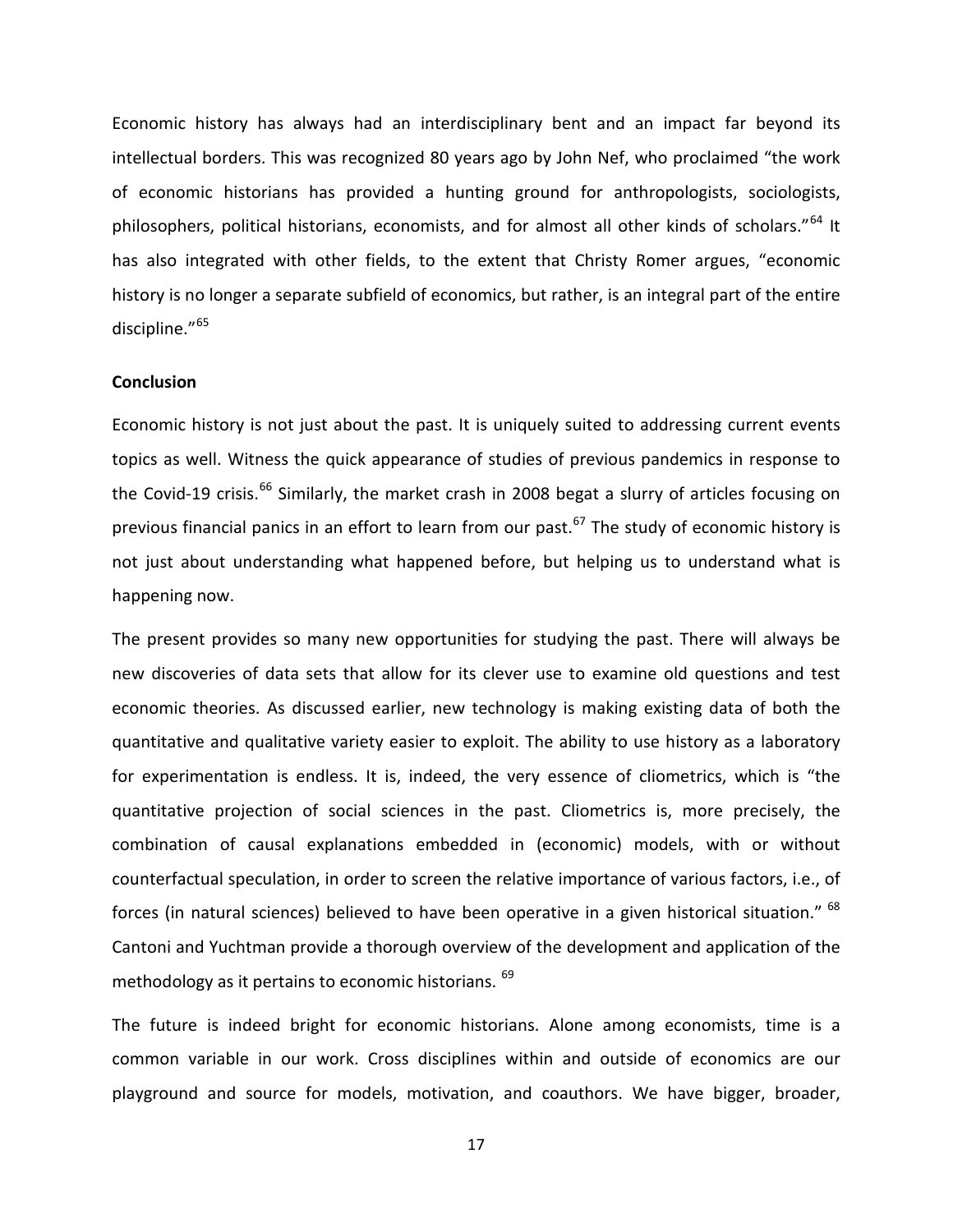Economic history has always had an interdisciplinary bent and an impact far beyond its intellectual borders. This was recognized 80 years ago by John Nef, who proclaimed "the work of economic historians has provided a hunting ground for anthropologists, sociologists, philosophers, political historians, economists, and for almost all other kinds of scholars."[64] It has also integrated with other fields, to the extent that Christy Romer argues, "economic history is no longer a separate subfield of economics, but rather, is an integral part of the entire discipline."[65]

**Conclusion**

Economic history is not just about the past. It is uniquely suited to addressing current events topics as well. Witness the quick appearance of studies of previous pandemics in response to the Covid-19 crisis.[66] Similarly, the market crash in 2008 begat a slurry of articles focusing on previous financial panics in an effort to learn from our past.[67] The study of economic history is not just about understanding what happened before, but helping us to understand what is happening now.

The present provides so many new opportunities for studying the past. There will always be new discoveries of data sets that allow for its clever use to examine old questions and test economic theories. As discussed earlier, new technology is making existing data of both the quantitative and qualitative variety easier to exploit. The ability to use history as a laboratory for experimentation is endless. It is, indeed, the very essence of cliometrics, which is "the quantitative projection of social sciences in the past. Cliometrics is, more precisely, the combination of causal explanations embedded in (economic) models, with or without counterfactual speculation, in order to screen the relative importance of various factors, i.e., of forces (in natural sciences) believed to have been operative in a given historical situation." [68] Cantoni and Yuchtman provide a thorough overview of the development and application of the methodology as it pertains to economic historians. [69]

The future is indeed bright for economic historians. Alone among economists, time is a common variable in our work. Cross disciplines within and outside of economics are our playground and source for models, motivation, and coauthors. We have bigger, broader,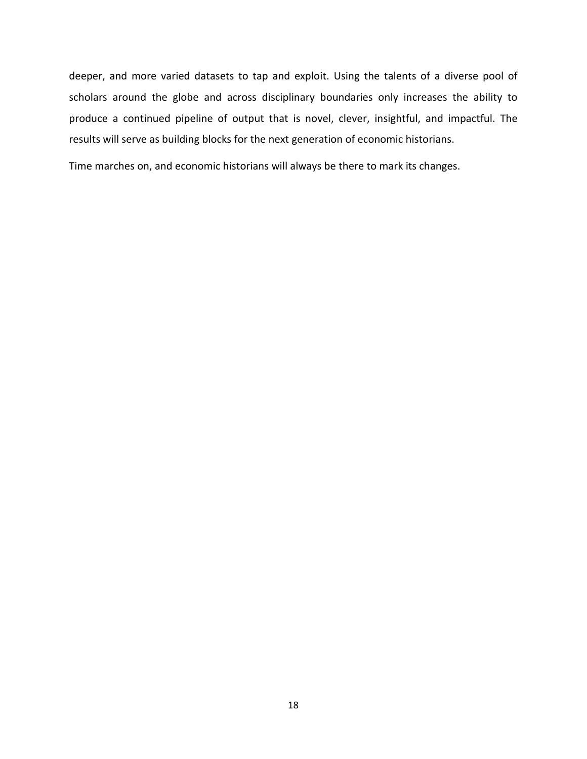deeper, and more varied datasets to tap and exploit. Using the talents of a diverse pool of scholars around the globe and across disciplinary boundaries only increases the ability to produce a continued pipeline of output that is novel, clever, insightful, and impactful. The results will serve as building blocks for the next generation of economic historians.

Time marches on, and economic historians will always be there to mark its changes.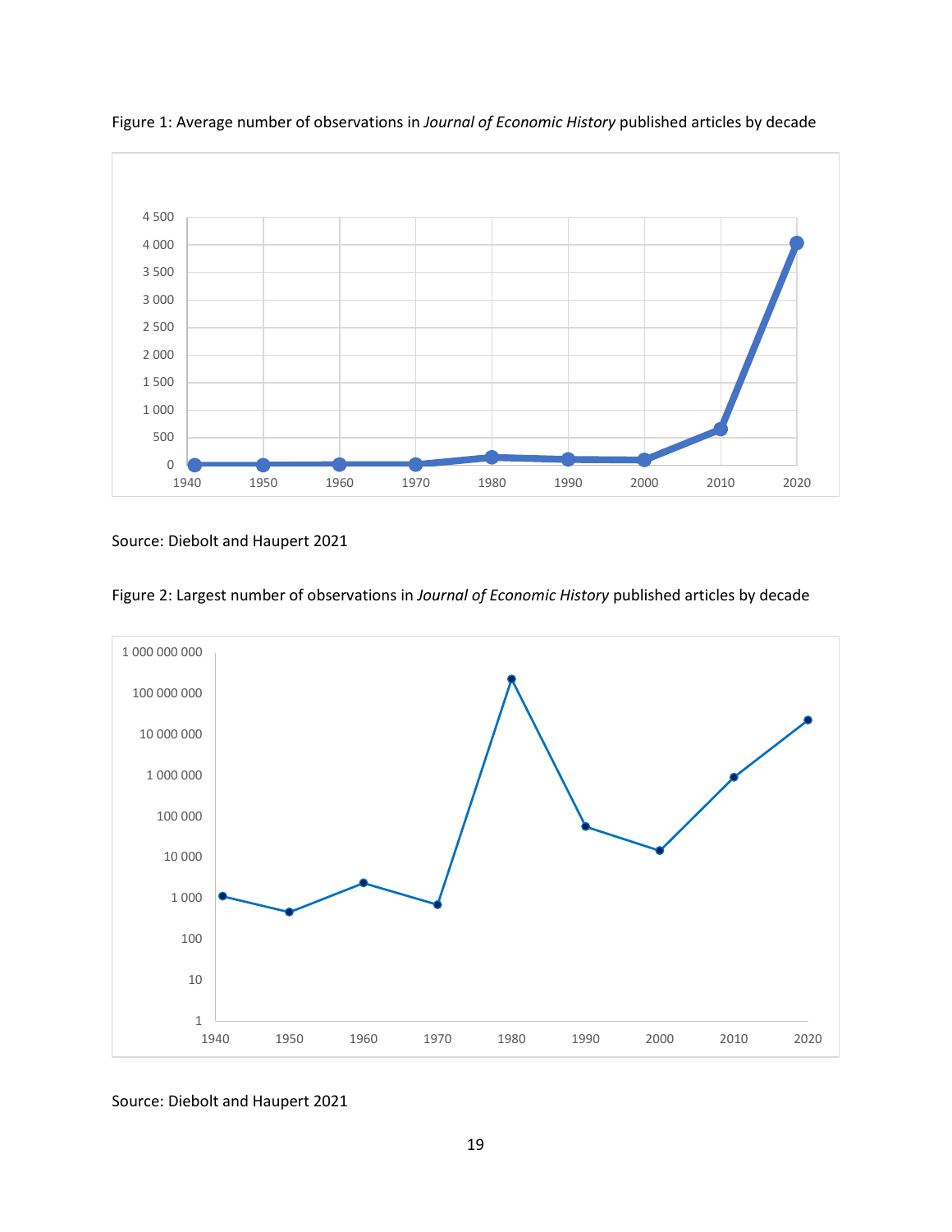Figure 1: Average number of observations in *Journal of Economic History* published articles by decade

Source: Diebolt and Haupert 2021

Figure 2: Largest number of observations in *Journal of Economic History* published articles by decade

Source: Diebolt and Haupert 2021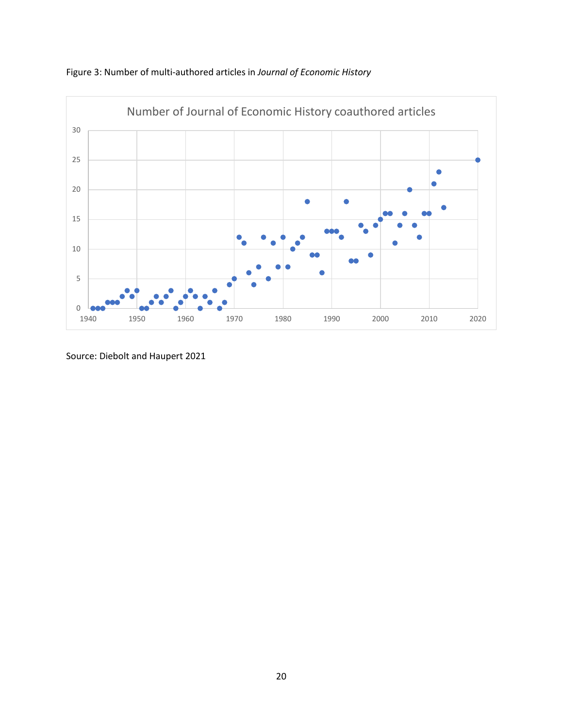Figure 3: Number of multi-authored articles in *Journal of Economic History*

Source: Diebolt and Haupert 2021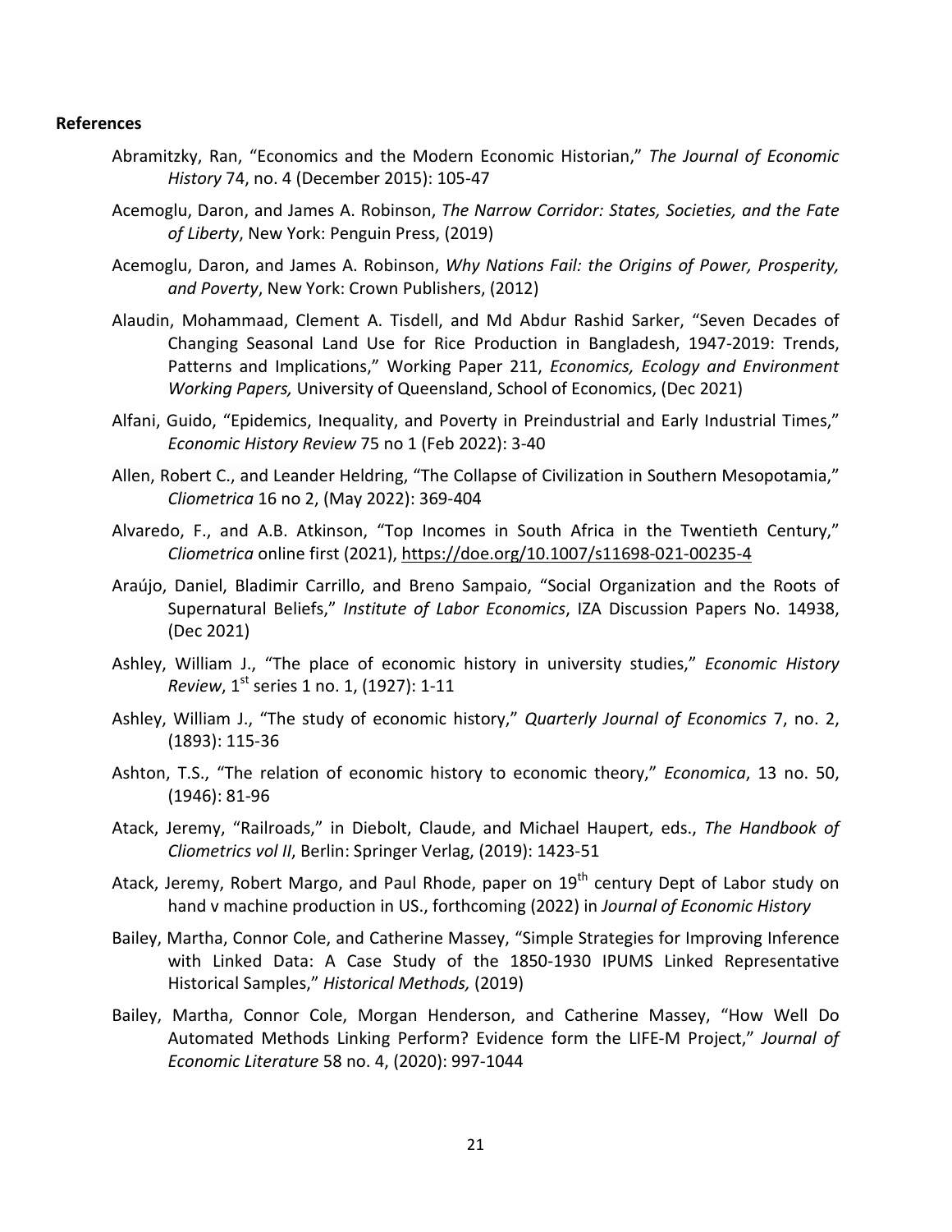**References**

Abramitzky, Ran, "Economics and the Modern Economic Historian," *The Journal of Economic History* 74, no. 4 (December 2015): 105-47

Acemoglu, Daron, and James A. Robinson, *The Narrow Corridor: States, Societies, and the Fate of Liberty*, New York: Penguin Press, (2019)

Acemoglu, Daron, and James A. Robinson, *Why Nations Fail: the Origins of Power, Prosperity, and Poverty*, New York: Crown Publishers, (2012)

Alaudin, Mohammaad, Clement A. Tisdell, and Md Abdur Rashid Sarker, "Seven Decades of Changing Seasonal Land Use for Rice Production in Bangladesh, 1947-2019: Trends, Patterns and Implications," Working Paper 211, *Economics, Ecology and Environment Working Papers,* University of Queensland, School of Economics, (Dec 2021)

Alfani, Guido, "Epidemics, Inequality, and Poverty in Preindustrial and Early Industrial Times," *Economic History Review* 75 no 1 (Feb 2022): 3-40

Allen, Robert C., and Leander Heldring, "The Collapse of Civilization in Southern Mesopotamia," *Cliometrica* 16 no 2, (May 2022): 369-404

Alvaredo, F., and A.B. Atkinson, "Top Incomes in South Africa in the Twentieth Century," *Cliometrica* online first (2021), https://doe.org/10.1007/s11698-021-00235-4

Araújo, Daniel, Bladimir Carrillo, and Breno Sampaio, "Social Organization and the Roots of Supernatural Beliefs," *Institute of Labor Economics*, IZA Discussion Papers No. 14938, (Dec 2021)

Ashley, William J., "The place of economic history in university studies," *Economic History Review*, 1st series 1 no. 1, (1927): 1-11

Ashley, William J., "The study of economic history," *Quarterly Journal of Economics* 7, no. 2, (1893): 115-36

Ashton, T.S., "The relation of economic history to economic theory," *Economica*, 13 no. 50, (1946): 81-96

Atack, Jeremy, "Railroads," in Diebolt, Claude, and Michael Haupert, eds., *The Handbook of Cliometrics vol II*, Berlin: Springer Verlag, (2019): 1423-51

Atack, Jeremy, Robert Margo, and Paul Rhode, paper on 19th century Dept of Labor study on hand v machine production in US., forthcoming (2022) in *Journal of Economic History*

Bailey, Martha, Connor Cole, and Catherine Massey, "Simple Strategies for Improving Inference with Linked Data: A Case Study of the 1850-1930 IPUMS Linked Representative Historical Samples," *Historical Methods,* (2019)

Bailey, Martha, Connor Cole, Morgan Henderson, and Catherine Massey, "How Well Do Automated Methods Linking Perform? Evidence form the LIFE-M Project," *Journal of Economic Literature* 58 no. 4, (2020): 997-1044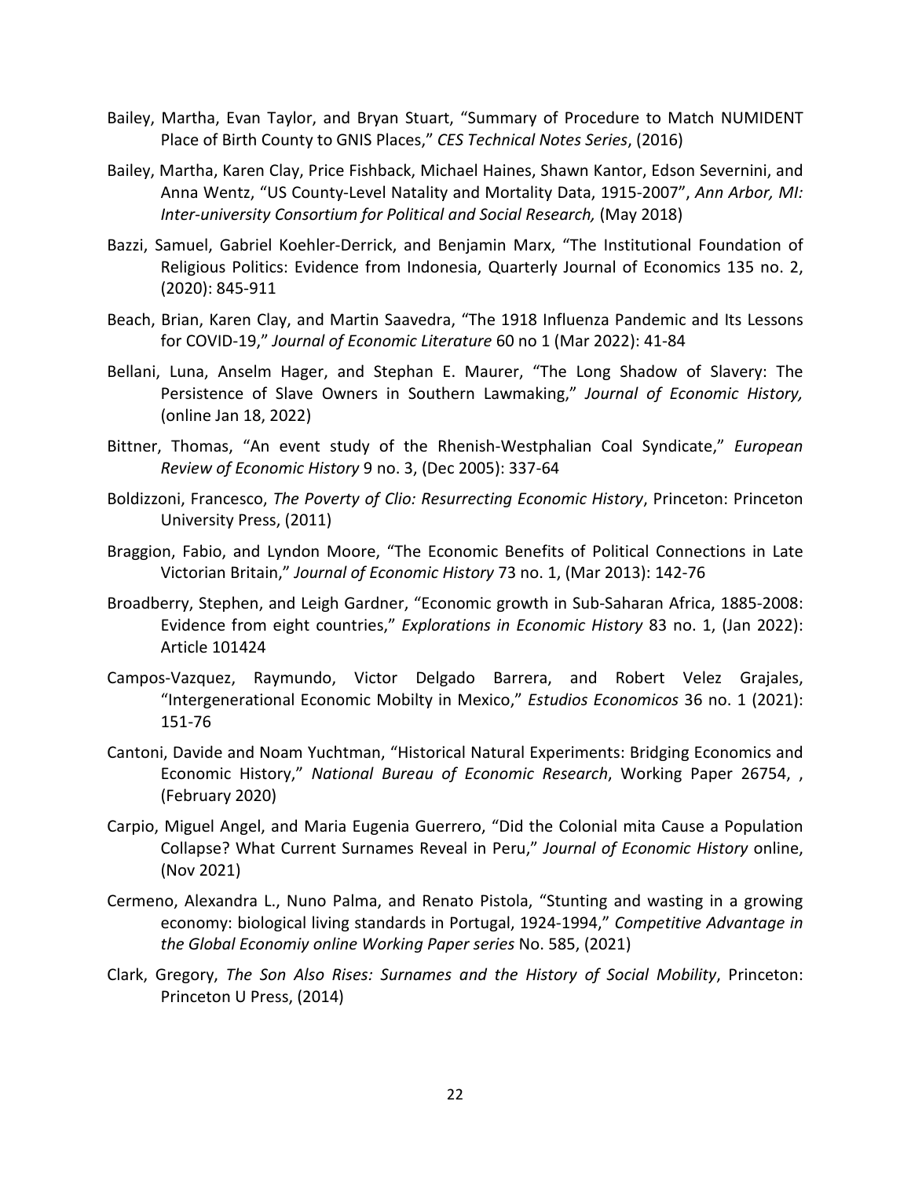Bailey, Martha, Evan Taylor, and Bryan Stuart, "Summary of Procedure to Match NUMIDENT Place of Birth County to GNIS Places," *CES Technical Notes Series*, (2016)

Bailey, Martha, Karen Clay, Price Fishback, Michael Haines, Shawn Kantor, Edson Severnini, and Anna Wentz, "US County-Level Natality and Mortality Data, 1915-2007", *Ann Arbor, MI: Inter-university Consortium for Political and Social Research,* (May 2018)

Bazzi, Samuel, Gabriel Koehler-Derrick, and Benjamin Marx, "The Institutional Foundation of Religious Politics: Evidence from Indonesia, Quarterly Journal of Economics 135 no. 2, (2020): 845-911

Beach, Brian, Karen Clay, and Martin Saavedra, "The 1918 Influenza Pandemic and Its Lessons for COVID-19," *Journal of Economic Literature* 60 no 1 (Mar 2022): 41-84

Bellani, Luna, Anselm Hager, and Stephan E. Maurer, "The Long Shadow of Slavery: The Persistence of Slave Owners in Southern Lawmaking," *Journal of Economic History,* (online Jan 18, 2022)

Bittner, Thomas, "An event study of the Rhenish-Westphalian Coal Syndicate," *European Review of Economic History* 9 no. 3, (Dec 2005): 337-64

Boldizzoni, Francesco, *The Poverty of Clio: Resurrecting Economic History*, Princeton: Princeton University Press, (2011)

Braggion, Fabio, and Lyndon Moore, "The Economic Benefits of Political Connections in Late Victorian Britain," *Journal of Economic History* 73 no. 1, (Mar 2013): 142-76

Broadberry, Stephen, and Leigh Gardner, "Economic growth in Sub-Saharan Africa, 1885-2008: Evidence from eight countries," *Explorations in Economic History* 83 no. 1, (Jan 2022): Article 101424

Campos-Vazquez, Raymundo, Victor Delgado Barrera, and Robert Velez Grajales, "Intergenerational Economic Mobilty in Mexico," *Estudios Economicos* 36 no. 1 (2021): 151-76

Cantoni, Davide and Noam Yuchtman, "Historical Natural Experiments: Bridging Economics and Economic History," *National Bureau of Economic Research*, Working Paper 26754, , (February 2020)

Carpio, Miguel Angel, and Maria Eugenia Guerrero, "Did the Colonial mita Cause a Population Collapse? What Current Surnames Reveal in Peru," *Journal of Economic History* online, (Nov 2021)

Cermeno, Alexandra L., Nuno Palma, and Renato Pistola, "Stunting and wasting in a growing economy: biological living standards in Portugal, 1924-1994," *Competitive Advantage in the Global Economiy online Working Paper series* No. 585, (2021)

Clark, Gregory, *The Son Also Rises: Surnames and the History of Social Mobility*, Princeton: Princeton U Press, (2014)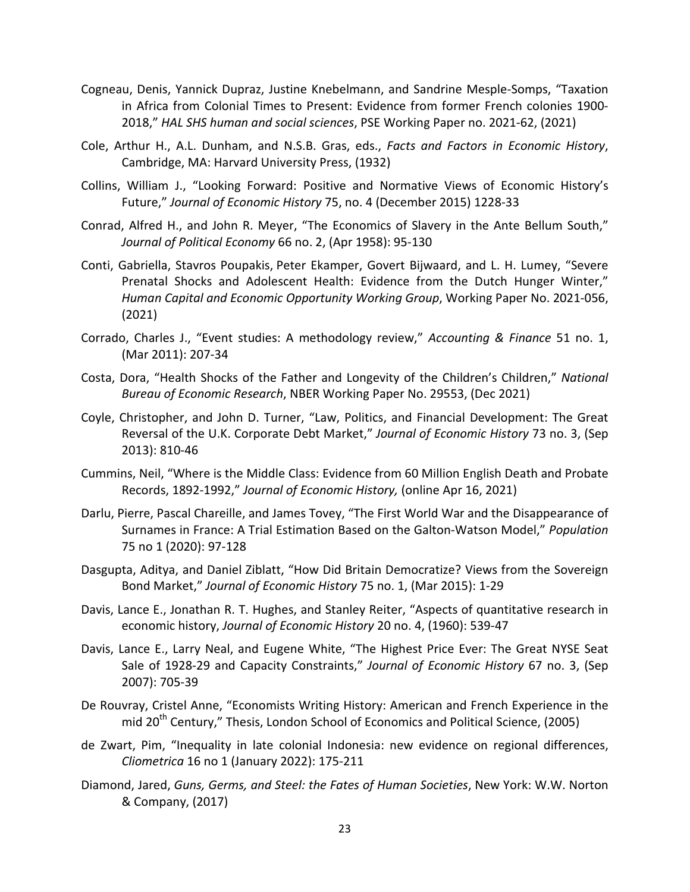Cogneau, Denis, Yannick Dupraz, Justine Knebelmann, and Sandrine Mesple-Somps, "Taxation in Africa from Colonial Times to Present: Evidence from former French colonies 1900-2018," *HAL SHS human and social sciences*, PSE Working Paper no. 2021-62, (2021)

Cole, Arthur H., A.L. Dunham, and N.S.B. Gras, eds., *Facts and Factors in Economic History*, Cambridge, MA: Harvard University Press, (1932)

Collins, William J., "Looking Forward: Positive and Normative Views of Economic History's Future," *Journal of Economic History* 75, no. 4 (December 2015) 1228-33

Conrad, Alfred H., and John R. Meyer, "The Economics of Slavery in the Ante Bellum South," *Journal of Political Economy* 66 no. 2, (Apr 1958): 95-130

Conti, Gabriella, Stavros Poupakis, Peter Ekamper, Govert Bijwaard, and L. H. Lumey, "Severe Prenatal Shocks and Adolescent Health: Evidence from the Dutch Hunger Winter," *Human Capital and Economic Opportunity Working Group*, Working Paper No. 2021-056, (2021)

Corrado, Charles J., "Event studies: A methodology review," *Accounting & Finance* 51 no. 1, (Mar 2011): 207-34

Costa, Dora, "Health Shocks of the Father and Longevity of the Children's Children," *National Bureau of Economic Research*, NBER Working Paper No. 29553, (Dec 2021)

Coyle, Christopher, and John D. Turner, "Law, Politics, and Financial Development: The Great Reversal of the U.K. Corporate Debt Market," *Journal of Economic History* 73 no. 3, (Sep 2013): 810-46

Cummins, Neil, "Where is the Middle Class: Evidence from 60 Million English Death and Probate Records, 1892-1992," *Journal of Economic History,* (online Apr 16, 2021)

Darlu, Pierre, Pascal Chareille, and James Tovey, "The First World War and the Disappearance of Surnames in France: A Trial Estimation Based on the Galton-Watson Model," *Population* 75 no 1 (2020): 97-128

Dasgupta, Aditya, and Daniel Ziblatt, "How Did Britain Democratize? Views from the Sovereign Bond Market," *Journal of Economic History* 75 no. 1, (Mar 2015): 1-29

Davis, Lance E., Jonathan R. T. Hughes, and Stanley Reiter, "Aspects of quantitative research in economic history, *Journal of Economic History* 20 no. 4, (1960): 539-47

Davis, Lance E., Larry Neal, and Eugene White, "The Highest Price Ever: The Great NYSE Seat Sale of 1928-29 and Capacity Constraints," *Journal of Economic History* 67 no. 3, (Sep 2007): 705-39

De Rouvray, Cristel Anne, "Economists Writing History: American and French Experience in the mid 20th Century," Thesis, London School of Economics and Political Science, (2005)

de Zwart, Pim, "Inequality in late colonial Indonesia: new evidence on regional differences, *Cliometrica* 16 no 1 (January 2022): 175-211

Diamond, Jared, *Guns, Germs, and Steel: the Fates of Human Societies*, New York: W.W. Norton & Company, (2017)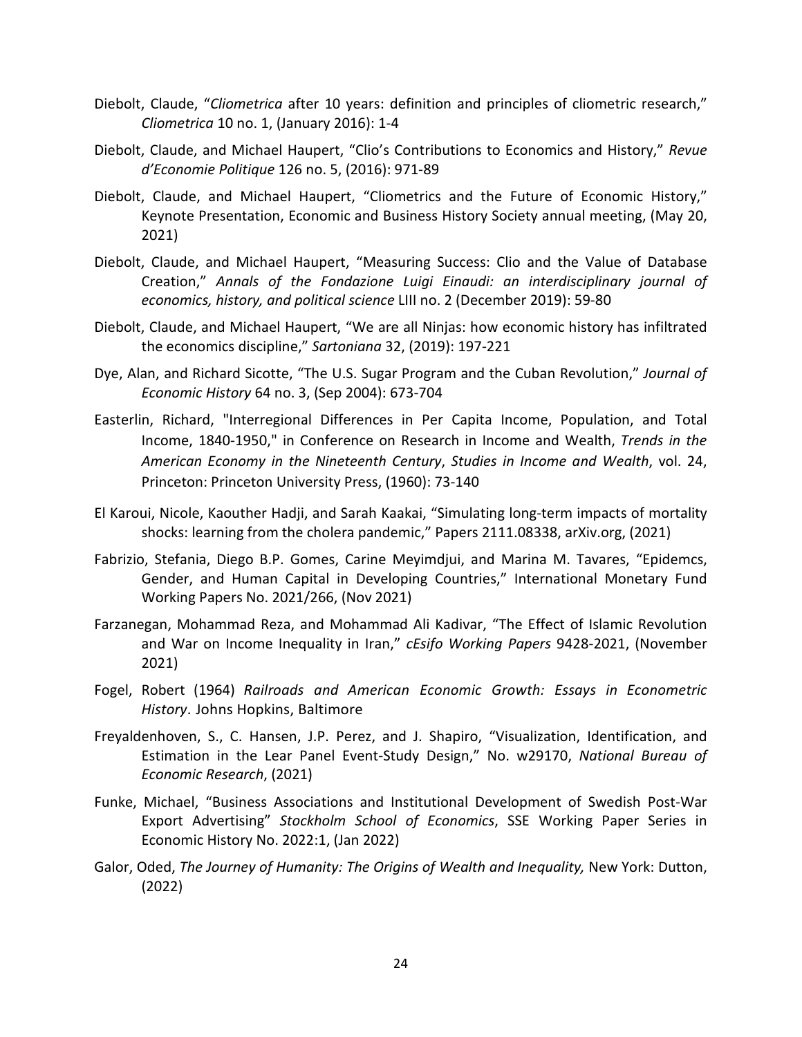Diebolt, Claude, "*Cliometrica* after 10 years: definition and principles of cliometric research," *Cliometrica* 10 no. 1, (January 2016): 1-4

Diebolt, Claude, and Michael Haupert, "Clio's Contributions to Economics and History," *Revue d'Economie Politique* 126 no. 5, (2016): 971-89

Diebolt, Claude, and Michael Haupert, "Cliometrics and the Future of Economic History," Keynote Presentation, Economic and Business History Society annual meeting, (May 20, 2021)

Diebolt, Claude, and Michael Haupert, "Measuring Success: Clio and the Value of Database Creation," *Annals of the Fondazione Luigi Einaudi: an interdisciplinary journal of economics, history, and political science* LIII no. 2 (December 2019): 59-80

Diebolt, Claude, and Michael Haupert, "We are all Ninjas: how economic history has infiltrated the economics discipline," *Sartoniana* 32, (2019): 197-221

Dye, Alan, and Richard Sicotte, "The U.S. Sugar Program and the Cuban Revolution," *Journal of Economic History* 64 no. 3, (Sep 2004): 673-704

Easterlin, Richard, "Interregional Differences in Per Capita Income, Population, and Total Income, 1840-1950," in Conference on Research in Income and Wealth, *Trends in the American Economy in the Nineteenth Century*, *Studies in Income and Wealth*, vol. 24, Princeton: Princeton University Press, (1960): 73-140

El Karoui, Nicole, Kaouther Hadji, and Sarah Kaakai, "Simulating long-term impacts of mortality shocks: learning from the cholera pandemic," Papers 2111.08338, arXiv.org, (2021)

Fabrizio, Stefania, Diego B.P. Gomes, Carine Meyimdjui, and Marina M. Tavares, "Epidemcs, Gender, and Human Capital in Developing Countries," International Monetary Fund Working Papers No. 2021/266, (Nov 2021)

Farzanegan, Mohammad Reza, and Mohammad Ali Kadivar, "The Effect of Islamic Revolution and War on Income Inequality in Iran," *cEsifo Working Papers* 9428-2021, (November 2021)

Fogel, Robert (1964) *Railroads and American Economic Growth: Essays in Econometric History*. Johns Hopkins, Baltimore

Freyaldenhoven, S., C. Hansen, J.P. Perez, and J. Shapiro, "Visualization, Identification, and Estimation in the Lear Panel Event-Study Design," No. w29170, *National Bureau of Economic Research*, (2021)

Funke, Michael, "Business Associations and Institutional Development of Swedish Post-War Export Advertising" *Stockholm School of Economics*, SSE Working Paper Series in Economic History No. 2022:1, (Jan 2022)

Galor, Oded, *The Journey of Humanity: The Origins of Wealth and Inequality,* New York: Dutton, (2022)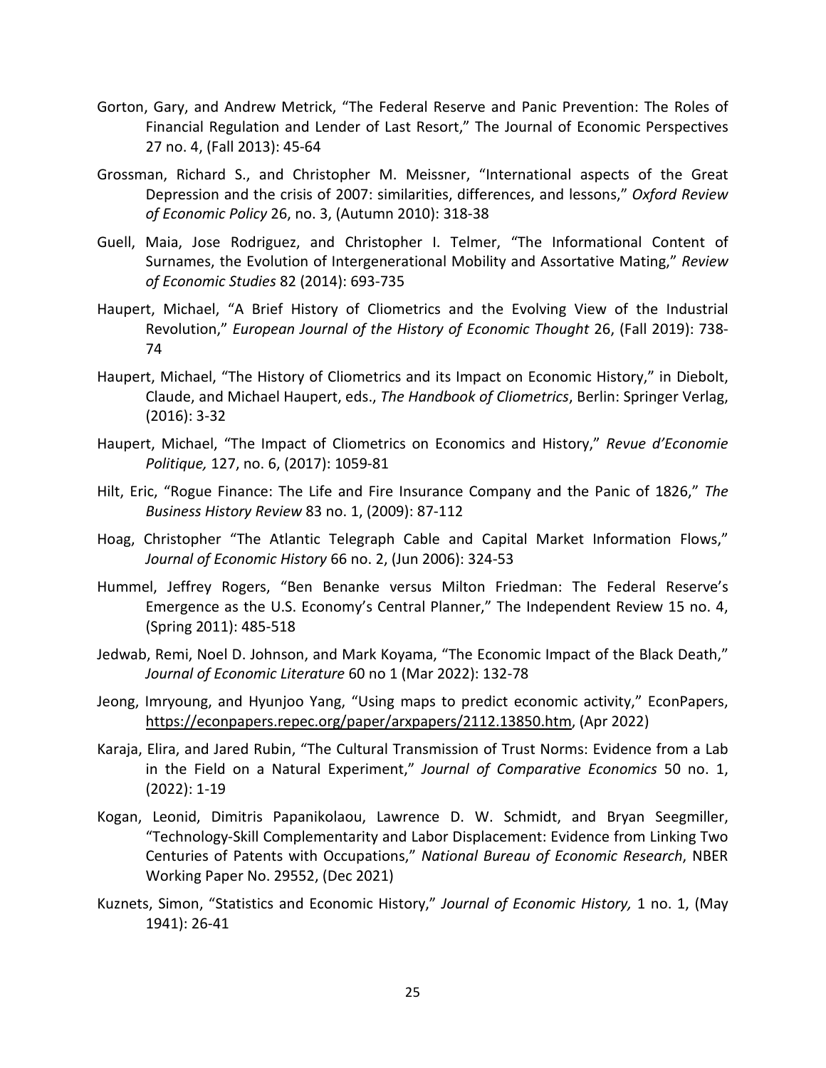Gorton, Gary, and Andrew Metrick, "The Federal Reserve and Panic Prevention: The Roles of Financial Regulation and Lender of Last Resort," The Journal of Economic Perspectives 27 no. 4, (Fall 2013): 45-64

Grossman, Richard S., and Christopher M. Meissner, "International aspects of the Great Depression and the crisis of 2007: similarities, differences, and lessons," *Oxford Review of Economic Policy* 26, no. 3, (Autumn 2010): 318-38

Guell, Maia, Jose Rodriguez, and Christopher I. Telmer, "The Informational Content of Surnames, the Evolution of Intergenerational Mobility and Assortative Mating," *Review of Economic Studies* 82 (2014): 693-735

Haupert, Michael, "A Brief History of Cliometrics and the Evolving View of the Industrial Revolution," *European Journal of the History of Economic Thought* 26, (Fall 2019): 738-74

Haupert, Michael, "The History of Cliometrics and its Impact on Economic History," in Diebolt, Claude, and Michael Haupert, eds., *The Handbook of Cliometrics*, Berlin: Springer Verlag, (2016): 3-32

Haupert, Michael, "The Impact of Cliometrics on Economics and History," *Revue d'Economie Politique,* 127, no. 6, (2017): 1059-81

Hilt, Eric, "Rogue Finance: The Life and Fire Insurance Company and the Panic of 1826," *The Business History Review* 83 no. 1, (2009): 87-112

Hoag, Christopher "The Atlantic Telegraph Cable and Capital Market Information Flows," *Journal of Economic History* 66 no. 2, (Jun 2006): 324-53

Hummel, Jeffrey Rogers, "Ben Benanke versus Milton Friedman: The Federal Reserve's Emergence as the U.S. Economy's Central Planner," The Independent Review 15 no. 4, (Spring 2011): 485-518

Jedwab, Remi, Noel D. Johnson, and Mark Koyama, "The Economic Impact of the Black Death," *Journal of Economic Literature* 60 no 1 (Mar 2022): 132-78

Jeong, Imryoung, and Hyunjoo Yang, "Using maps to predict economic activity," EconPapers, https://econpapers.repec.org/paper/arxpapers/2112.13850.htm, (Apr 2022)

Karaja, Elira, and Jared Rubin, "The Cultural Transmission of Trust Norms: Evidence from a Lab in the Field on a Natural Experiment," *Journal of Comparative Economics* 50 no. 1, (2022): 1-19

Kogan, Leonid, Dimitris Papanikolaou, Lawrence D. W. Schmidt, and Bryan Seegmiller, "Technology-Skill Complementarity and Labor Displacement: Evidence from Linking Two Centuries of Patents with Occupations," *National Bureau of Economic Research*, NBER Working Paper No. 29552, (Dec 2021)

Kuznets, Simon, "Statistics and Economic History," *Journal of Economic History,* 1 no. 1, (May 1941): 26-41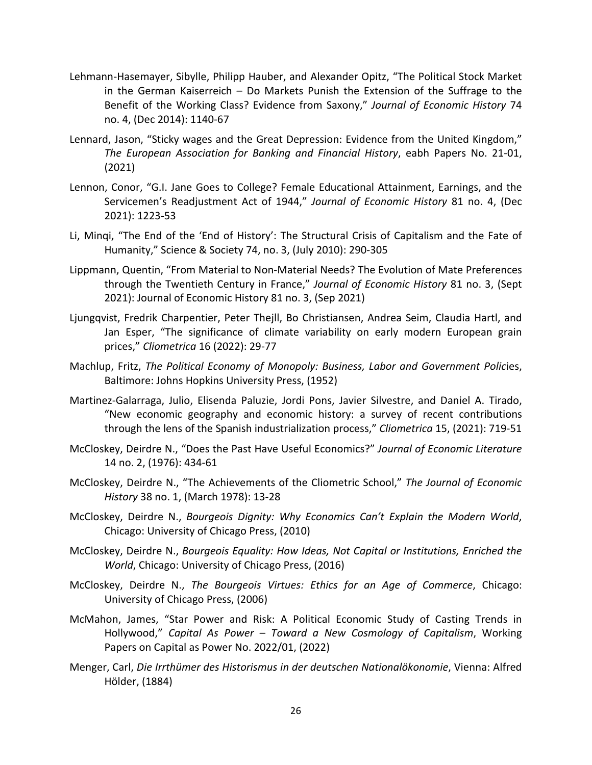Lehmann-Hasemayer, Sibylle, Philipp Hauber, and Alexander Opitz, "The Political Stock Market in the German Kaiserreich – Do Markets Punish the Extension of the Suffrage to the Benefit of the Working Class? Evidence from Saxony," *Journal of Economic History* 74 no. 4, (Dec 2014): 1140-67

Lennard, Jason, "Sticky wages and the Great Depression: Evidence from the United Kingdom," *The European Association for Banking and Financial History*, eabh Papers No. 21-01, (2021)

Lennon, Conor, "G.I. Jane Goes to College? Female Educational Attainment, Earnings, and the Servicemen's Readjustment Act of 1944," *Journal of Economic History* 81 no. 4, (Dec 2021): 1223-53

Li, Minqi, "The End of the 'End of History': The Structural Crisis of Capitalism and the Fate of Humanity," Science & Society 74, no. 3, (July 2010): 290-305

Lippmann, Quentin, "From Material to Non-Material Needs? The Evolution of Mate Preferences through the Twentieth Century in France," *Journal of Economic History* 81 no. 3, (Sept 2021): Journal of Economic History 81 no. 3, (Sep 2021)

Ljungqvist, Fredrik Charpentier, Peter Thejll, Bo Christiansen, Andrea Seim, Claudia Hartl, and Jan Esper, "The significance of climate variability on early modern European grain prices," *Cliometrica* 16 (2022): 29-77

Machlup, Fritz, *The Political Economy of Monopoly: Business, Labor and Government Polic*ies, Baltimore: Johns Hopkins University Press, (1952)

Martinez-Galarraga, Julio, Elisenda Paluzie, Jordi Pons, Javier Silvestre, and Daniel A. Tirado, "New economic geography and economic history: a survey of recent contributions through the lens of the Spanish industrialization process," *Cliometrica* 15, (2021): 719-51

McCloskey, Deirdre N., "Does the Past Have Useful Economics?" *Journal of Economic Literature* 14 no. 2, (1976): 434-61

McCloskey, Deirdre N., "The Achievements of the Cliometric School," *The Journal of Economic History* 38 no. 1, (March 1978): 13-28

McCloskey, Deirdre N., *Bourgeois Dignity: Why Economics Can't Explain the Modern World*, Chicago: University of Chicago Press, (2010)

McCloskey, Deirdre N., *Bourgeois Equality: How Ideas, Not Capital or Institutions, Enriched the World*, Chicago: University of Chicago Press, (2016)

McCloskey, Deirdre N., *The Bourgeois Virtues: Ethics for an Age of Commerce*, Chicago: University of Chicago Press, (2006)

McMahon, James, "Star Power and Risk: A Political Economic Study of Casting Trends in Hollywood," *Capital As Power – Toward a New Cosmology of Capitalism*, Working Papers on Capital as Power No. 2022/01, (2022)

Menger, Carl, *Die Irrthümer des Historismus in der deutschen Nationalökonomie*, Vienna: Alfred Hölder, (1884)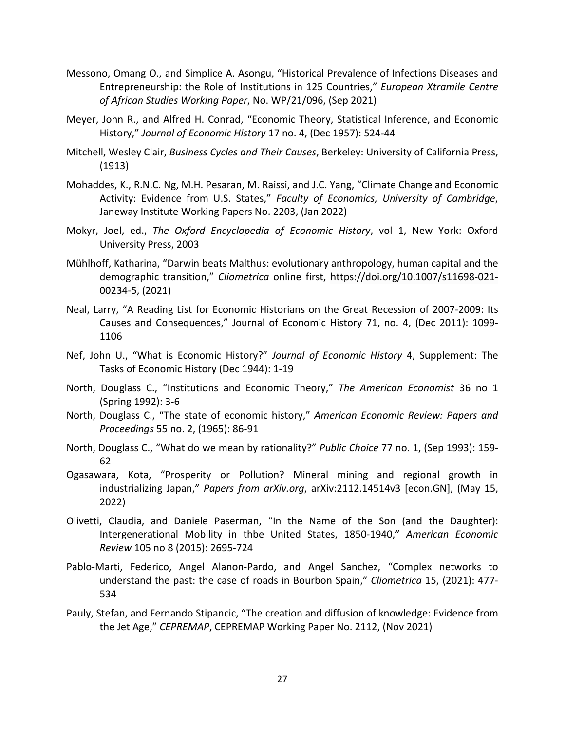Messono, Omang O., and Simplice A. Asongu, "Historical Prevalence of Infections Diseases and Entrepreneurship: the Role of Institutions in 125 Countries," *European Xtramile Centre of African Studies Working Paper*, No. WP/21/096, (Sep 2021)

Meyer, John R., and Alfred H. Conrad, "Economic Theory, Statistical Inference, and Economic History," *Journal of Economic History* 17 no. 4, (Dec 1957): 524-44

Mitchell, Wesley Clair, *Business Cycles and Their Causes*, Berkeley: University of California Press, (1913)

Mohaddes, K., R.N.C. Ng, M.H. Pesaran, M. Raissi, and J.C. Yang, "Climate Change and Economic Activity: Evidence from U.S. States," *Faculty of Economics, University of Cambridge*, Janeway Institute Working Papers No. 2203, (Jan 2022)

Mokyr, Joel, ed., *The Oxford Encyclopedia of Economic History*, vol 1, New York: Oxford University Press, 2003

Mühlhoff, Katharina, "Darwin beats Malthus: evolutionary anthropology, human capital and the demographic transition," *Cliometrica* online first, https://doi.org/10.1007/s11698-021-00234-5, (2021)

Neal, Larry, "A Reading List for Economic Historians on the Great Recession of 2007-2009: Its Causes and Consequences," Journal of Economic History 71, no. 4, (Dec 2011): 1099-1106

Nef, John U., "What is Economic History?" *Journal of Economic History* 4, Supplement: The Tasks of Economic History (Dec 1944): 1-19

North, Douglass C., "Institutions and Economic Theory," *The American Economist* 36 no 1 (Spring 1992): 3-6

North, Douglass C., "The state of economic history," *American Economic Review: Papers and Proceedings* 55 no. 2, (1965): 86-91

North, Douglass C., "What do we mean by rationality?" *Public Choice* 77 no. 1, (Sep 1993): 159-62

Ogasawara, Kota, "Prosperity or Pollution? Mineral mining and regional growth in industrializing Japan," *Papers from arXiv.org*, arXiv:2112.14514v3 [econ.GN], (May 15, 2022)

Olivetti, Claudia, and Daniele Paserman, "In the Name of the Son (and the Daughter): Intergenerational Mobility in thbe United States, 1850-1940," *American Economic Review* 105 no 8 (2015): 2695-724

Pablo-Marti, Federico, Angel Alanon-Pardo, and Angel Sanchez, "Complex networks to understand the past: the case of roads in Bourbon Spain," *Cliometrica* 15, (2021): 477-534

Pauly, Stefan, and Fernando Stipancic, "The creation and diffusion of knowledge: Evidence from the Jet Age," *CEPREMAP*, CEPREMAP Working Paper No. 2112, (Nov 2021)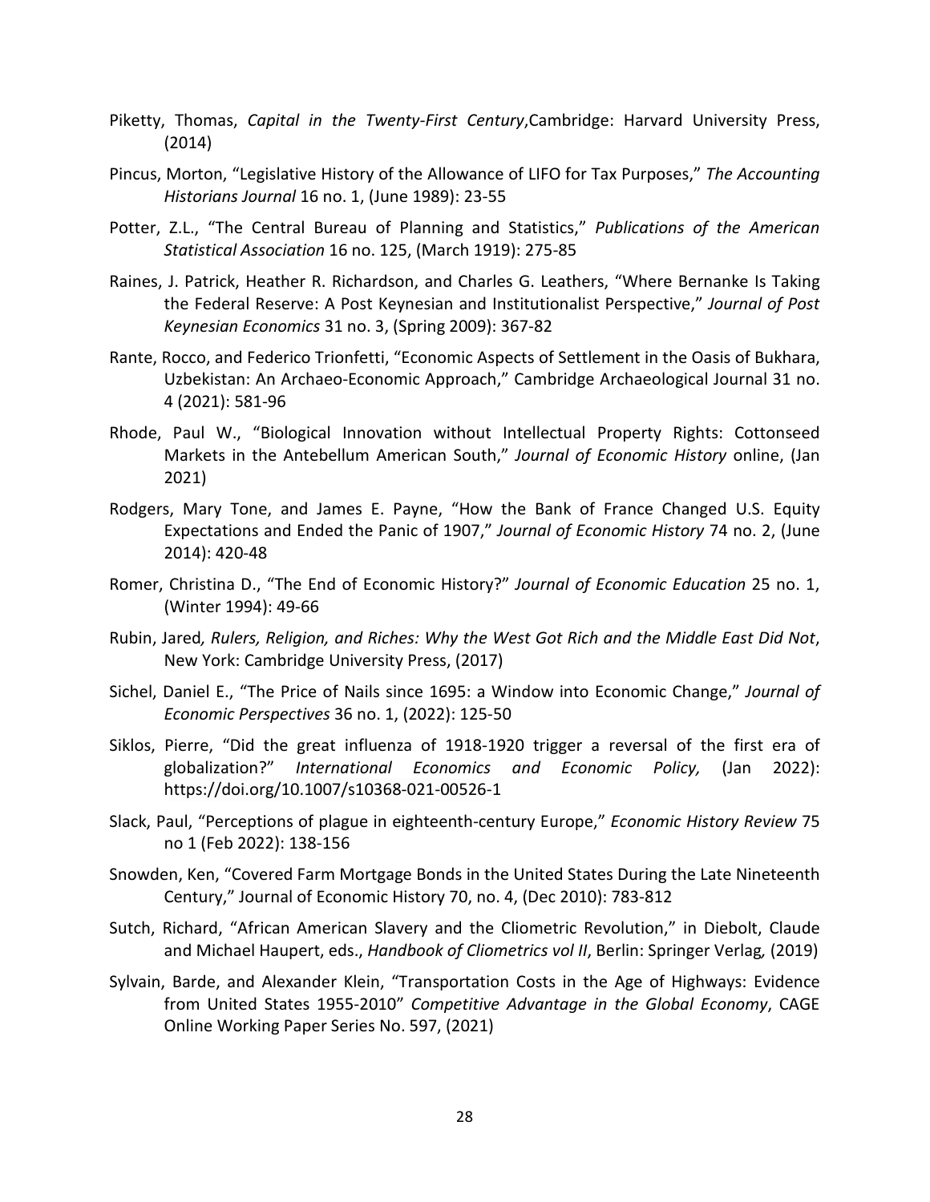Piketty, Thomas, *Capital in the Twenty-First Century*,Cambridge: Harvard University Press, (2014)

Pincus, Morton, "Legislative History of the Allowance of LIFO for Tax Purposes," *The Accounting Historians Journal* 16 no. 1, (June 1989): 23-55

Potter, Z.L., "The Central Bureau of Planning and Statistics," *Publications of the American Statistical Association* 16 no. 125, (March 1919): 275-85

Raines, J. Patrick, Heather R. Richardson, and Charles G. Leathers, "Where Bernanke Is Taking the Federal Reserve: A Post Keynesian and Institutionalist Perspective," *Journal of Post Keynesian Economics* 31 no. 3, (Spring 2009): 367-82

Rante, Rocco, and Federico Trionfetti, "Economic Aspects of Settlement in the Oasis of Bukhara, Uzbekistan: An Archaeo-Economic Approach," Cambridge Archaeological Journal 31 no. 4 (2021): 581-96

Rhode, Paul W., "Biological Innovation without Intellectual Property Rights: Cottonseed Markets in the Antebellum American South," *Journal of Economic History* online, (Jan 2021)

Rodgers, Mary Tone, and James E. Payne, "How the Bank of France Changed U.S. Equity Expectations and Ended the Panic of 1907," *Journal of Economic History* 74 no. 2, (June 2014): 420-48

Romer, Christina D., "The End of Economic History?" *Journal of Economic Education* 25 no. 1, (Winter 1994): 49-66

Rubin, Jared*, Rulers, Religion, and Riches: Why the West Got Rich and the Middle East Did Not*, New York: Cambridge University Press, (2017)

Sichel, Daniel E., "The Price of Nails since 1695: a Window into Economic Change," *Journal of Economic Perspectives* 36 no. 1, (2022): 125-50

Siklos, Pierre, "Did the great influenza of 1918-1920 trigger a reversal of the first era of globalization?" *International Economics and Economic Policy,* (Jan 2022): https://doi.org/10.1007/s10368-021-00526-1

Slack, Paul, "Perceptions of plague in eighteenth-century Europe," *Economic History Review* 75 no 1 (Feb 2022): 138-156

Snowden, Ken, "Covered Farm Mortgage Bonds in the United States During the Late Nineteenth Century," Journal of Economic History 70, no. 4, (Dec 2010): 783-812

Sutch, Richard, "African American Slavery and the Cliometric Revolution," in Diebolt, Claude and Michael Haupert, eds., *Handbook of Cliometrics vol II*, Berlin: Springer Verlag*,* (2019)

Sylvain, Barde, and Alexander Klein, "Transportation Costs in the Age of Highways: Evidence from United States 1955-2010" *Competitive Advantage in the Global Economy*, CAGE Online Working Paper Series No. 597, (2021)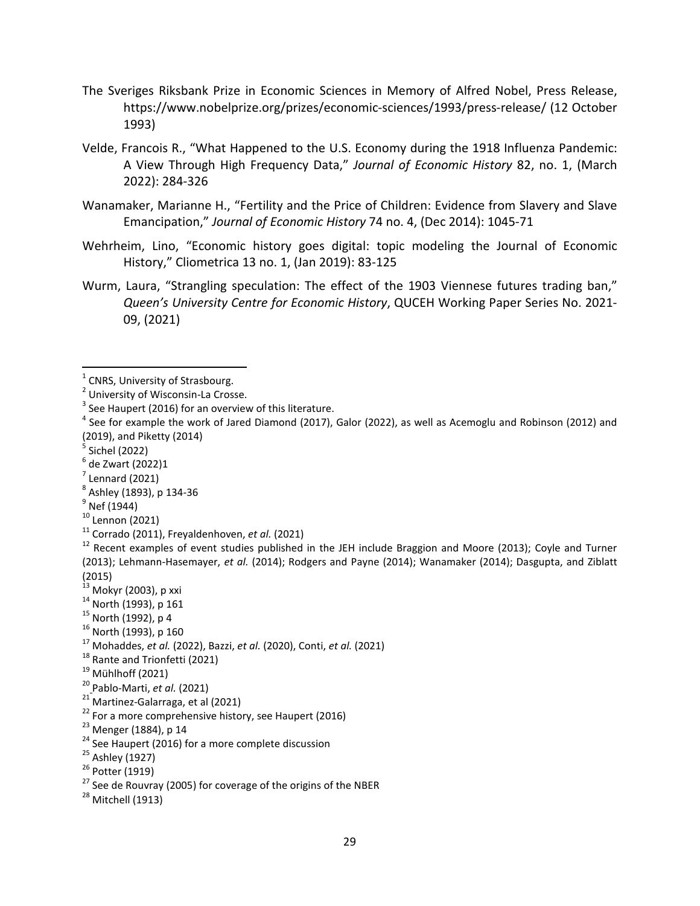The Sveriges Riksbank Prize in Economic Sciences in Memory of Alfred Nobel, Press Release, https://www.nobelprize.org/prizes/economic-sciences/1993/press-release/ (12 October 1993)

Velde, Francois R., "What Happened to the U.S. Economy during the 1918 Influenza Pandemic: A View Through High Frequency Data," *Journal of Economic History* 82, no. 1, (March 2022): 284-326

Wanamaker, Marianne H., "Fertility and the Price of Children: Evidence from Slavery and Slave Emancipation," *Journal of Economic History* 74 no. 4, (Dec 2014): 1045-71

Wehrheim, Lino, "Economic history goes digital: topic modeling the Journal of Economic History," Cliometrica 13 no. 1, (Jan 2019): 83-125

Wurm, Laura, "Strangling speculation: The effect of the 1903 Viennese futures trading ban," *Queen's University Centre for Economic History*, QUCEH Working Paper Series No. 2021-09, (2021)

---

[1] CNRS, University of Strasbourg.

[2] University of Wisconsin-La Crosse.

[3] See Haupert (2016) for an overview of this literature.

[4] See for example the work of Jared Diamond (2017), Galor (2022), as well as Acemoglu and Robinson (2012) and (2019), and Piketty (2014)

[5] Sichel (2022)

[6] de Zwart (2022)1

[7] Lennard (2021)

[8] Ashley (1893), p 134-36

[9] Nef (1944)

[10] Lennon (2021)

[11] Corrado (2011), Freyaldenhoven, *et al.* (2021)

[12] Recent examples of event studies published in the JEH include Braggion and Moore (2013); Coyle and Turner (2013); Lehmann-Hasemayer, *et al.* (2014); Rodgers and Payne (2014); Wanamaker (2014); Dasgupta, and Ziblatt (2015)

[13] Mokyr (2003), p xxi

[14] North (1993), p 161

[15] North (1992), p 4

[16] North (1993), p 160

[17] Mohaddes, *et al.* (2022), Bazzi, *et al.* (2020), Conti, *et al.* (2021)

[18] Rante and Trionfetti (2021)

[19] Mühlhoff (2021)

[20] Pablo-Marti, *et al.* (2021)

[21] Martinez-Galarraga, et al (2021)

[22] For a more comprehensive history, see Haupert (2016)

[23] Menger (1884), p 14

[24] See Haupert (2016) for a more complete discussion

[25] Ashley (1927)

[26] Potter (1919)

[27] See de Rouvray (2005) for coverage of the origins of the NBER

[28] Mitchell (1913)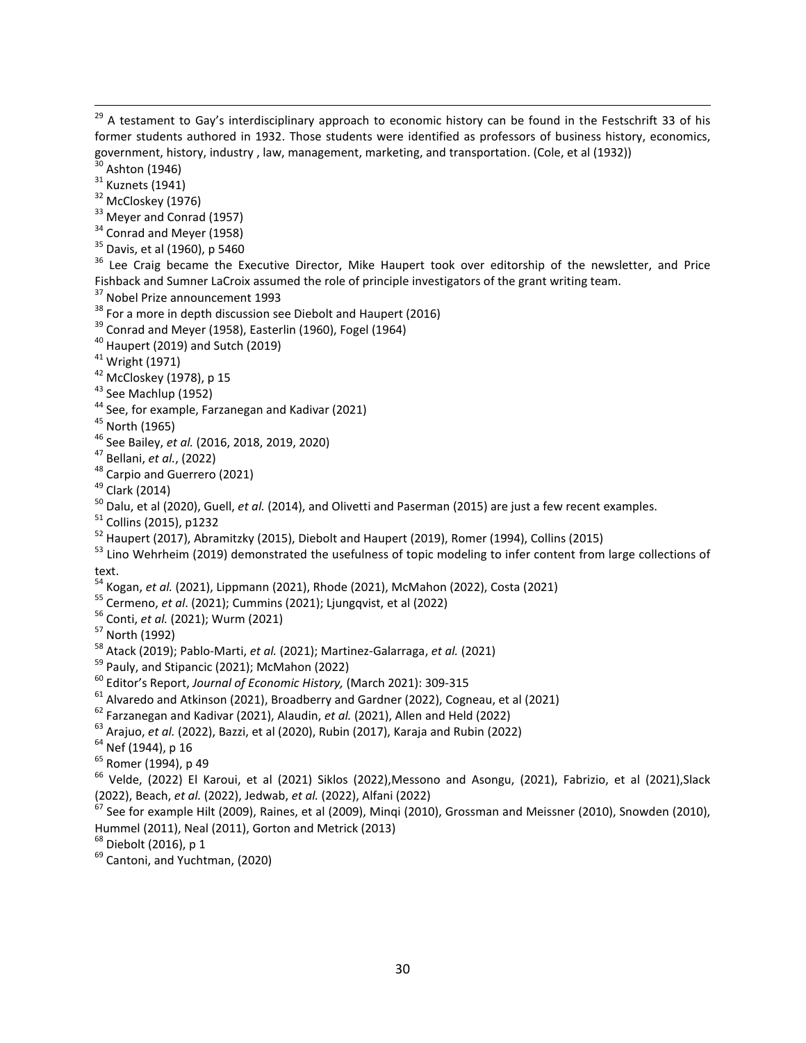[29] A testament to Gay's interdisciplinary approach to economic history can be found in the Festschrift 33 of his former students authored in 1932. Those students were identified as professors of business history, economics, government, history, industry , law, management, marketing, and transportation. (Cole, et al (1932))

[30] Ashton (1946)

[31] Kuznets (1941)

[32] McCloskey (1976)

[33] Meyer and Conrad (1957)

[34] Conrad and Meyer (1958)

[35] Davis, et al (1960), p 5460

[36] Lee Craig became the Executive Director, Mike Haupert took over editorship of the newsletter, and Price Fishback and Sumner LaCroix assumed the role of principle investigators of the grant writing team.

[37] Nobel Prize announcement 1993

[38] For a more in depth discussion see Diebolt and Haupert (2016)

[39] Conrad and Meyer (1958), Easterlin (1960), Fogel (1964)

[40] Haupert (2019) and Sutch (2019)

[41] Wright (1971)

[42] McCloskey (1978), p 15

[43] See Machlup (1952)

[44] See, for example, Farzanegan and Kadivar (2021)

[45] North (1965)

[46] See Bailey, *et al.* (2016, 2018, 2019, 2020)

[47] Bellani, *et al.*, (2022)

[48] Carpio and Guerrero (2021)

[49] Clark (2014)

[50] Dalu, et al (2020), Guell, *et al.* (2014), and Olivetti and Paserman (2015) are just a few recent examples.

[51] Collins (2015), p1232

[52] Haupert (2017), Abramitzky (2015), Diebolt and Haupert (2019), Romer (1994), Collins (2015)

[53] Lino Wehrheim (2019) demonstrated the usefulness of topic modeling to infer content from large collections of text.

[54] Kogan, *et al.* (2021), Lippmann (2021), Rhode (2021), McMahon (2022), Costa (2021)

[55] Cermeno, *et al*. (2021); Cummins (2021); Ljungqvist, et al (2022)

[56] Conti, *et al.* (2021); Wurm (2021)

[57] North (1992)

[58] Atack (2019); Pablo-Marti, *et al.* (2021); Martinez-Galarraga, *et al.* (2021)

[59] Pauly, and Stipancic (2021); McMahon (2022)

[60] Editor's Report, *Journal of Economic History,* (March 2021): 309-315

[61] Alvaredo and Atkinson (2021), Broadberry and Gardner (2022), Cogneau, et al (2021)

[62] Farzanegan and Kadivar (2021), Alaudin, *et al.* (2021), Allen and Held (2022)

[63] Arajuo, *et al.* (2022), Bazzi, et al (2020), Rubin (2017), Karaja and Rubin (2022)

[64] Nef (1944), p 16

[65] Romer (1994), p 49

[66] Velde, (2022) El Karoui, et al (2021) Siklos (2022),Messono and Asongu, (2021), Fabrizio, et al (2021),Slack (2022), Beach, *et al.* (2022), Jedwab, *et al.* (2022), Alfani (2022)

[67] See for example Hilt (2009), Raines, et al (2009), Minqi (2010), Grossman and Meissner (2010), Snowden (2010), Hummel (2011), Neal (2011), Gorton and Metrick (2013)

[68] Diebolt (2016), p 1

[69] Cantoni, and Yuchtman, (2020)